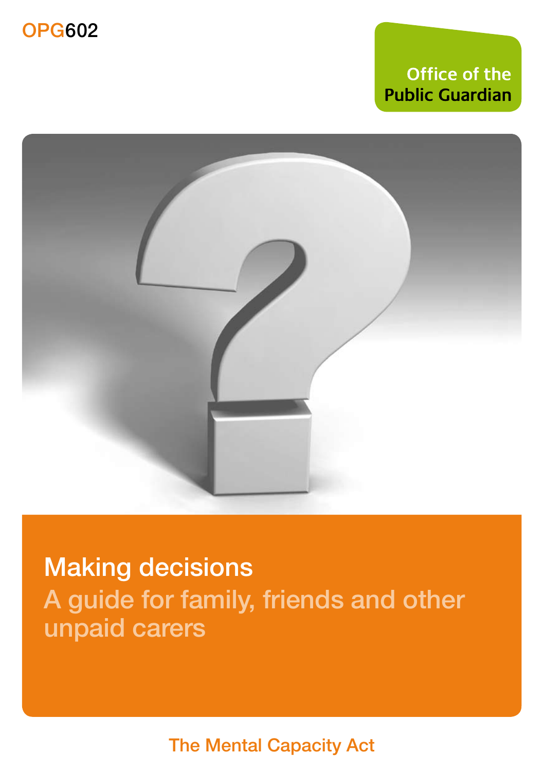OPG602

Office of the Public Guardian

# Making decisions

## A guide for family, friends and other unpaid carers

The Mental Capacity Act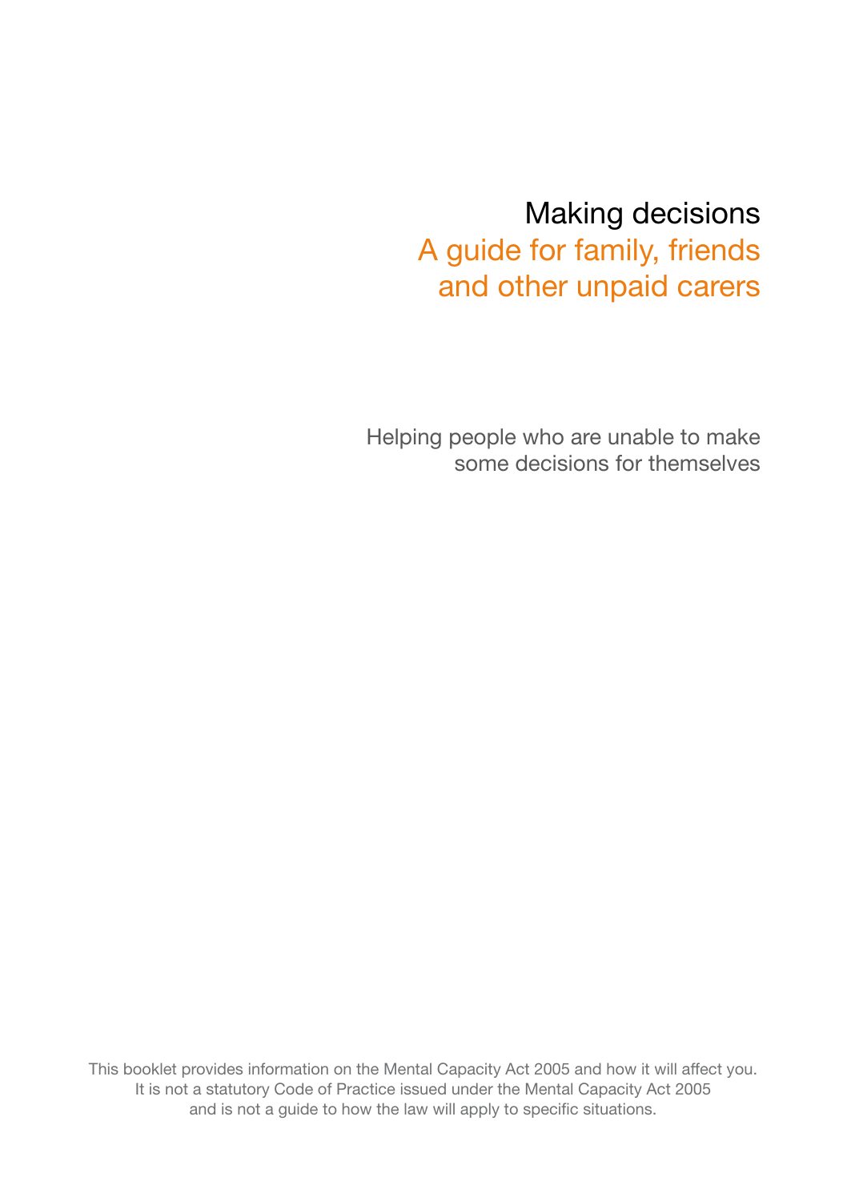# Making decisions

## A guide for family, friends and other unpaid carers

Helping people who are unable to make some decisions for themselves

This booklet provides information on the Mental Capacity Act 2005 and how it will affect you. It is not a statutory Code of Practice issued under the Mental Capacity Act 2005 and is not a guide to how the law will apply to specific situations.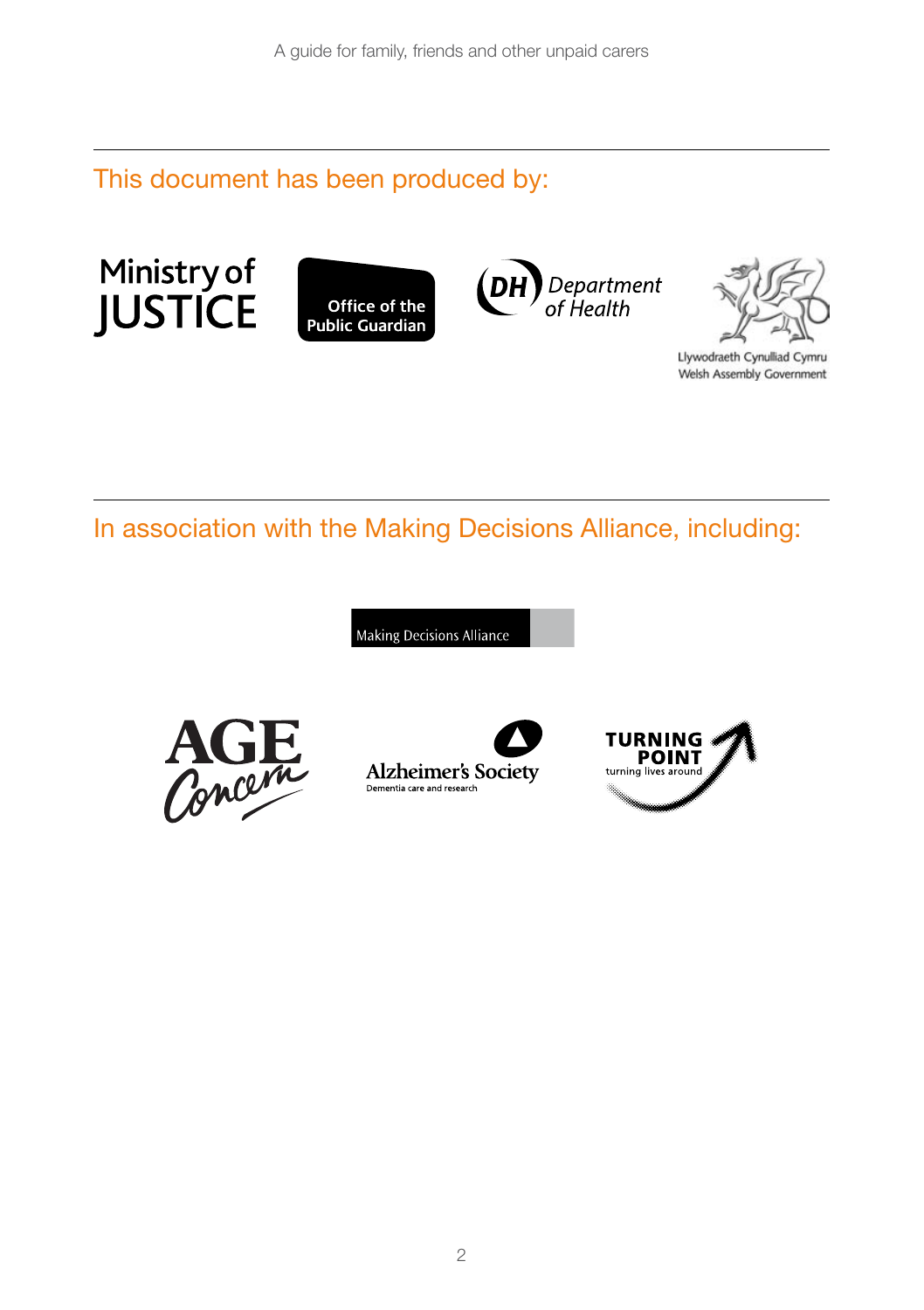## This document has been produced by:

Ministry of JUSTICE

Office of the Public Guardian

DH Department of Health

Llywodraeth Cynulliad Cymru
Welsh Assembly Government

## In association with the Making Decisions Alliance, including:

Making Decisions Alliance

AGE Concern

Alzheimer's Society
Dementia care and research

TURNING POINT
turning lives around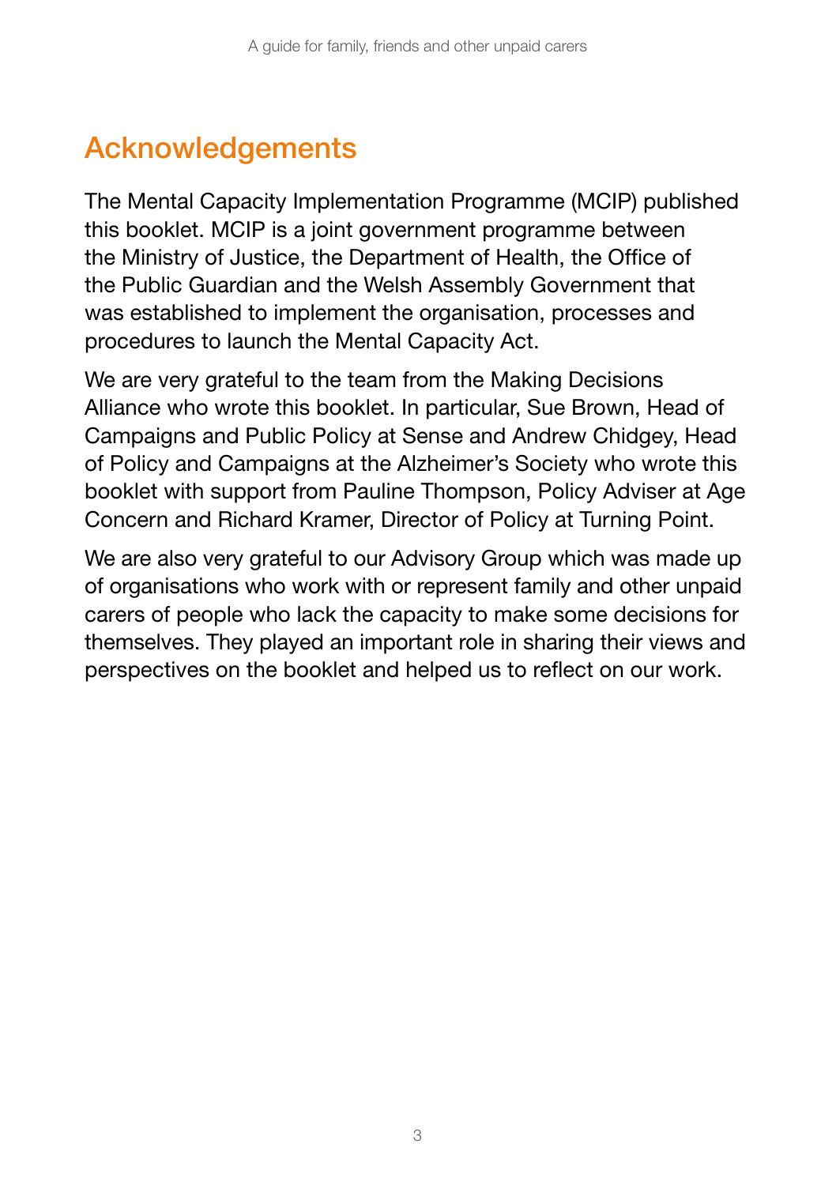## Acknowledgements

The Mental Capacity Implementation Programme (MCIP) published this booklet. MCIP is a joint government programme between the Ministry of Justice, the Department of Health, the Office of the Public Guardian and the Welsh Assembly Government that was established to implement the organisation, processes and procedures to launch the Mental Capacity Act.

We are very grateful to the team from the Making Decisions Alliance who wrote this booklet. In particular, Sue Brown, Head of Campaigns and Public Policy at Sense and Andrew Chidgey, Head of Policy and Campaigns at the Alzheimer's Society who wrote this booklet with support from Pauline Thompson, Policy Adviser at Age Concern and Richard Kramer, Director of Policy at Turning Point.

We are also very grateful to our Advisory Group which was made up of organisations who work with or represent family and other unpaid carers of people who lack the capacity to make some decisions for themselves. They played an important role in sharing their views and perspectives on the booklet and helped us to reflect on our work.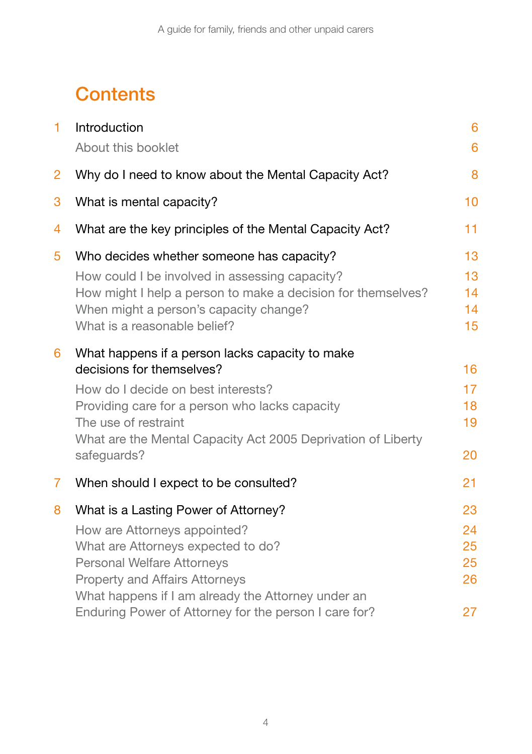# Contents

| | | |
|---|---|---|
| 1 | Introduction | 6 |
| | About this booklet | 6 |
| 2 | Why do I need to know about the Mental Capacity Act? | 8 |
| 3 | What is mental capacity? | 10 |
| 4 | What are the key principles of the Mental Capacity Act? | 11 |
| 5 | Who decides whether someone has capacity? | 13 |
| | How could I be involved in assessing capacity? | 13 |
| | How might I help a person to make a decision for themselves? | 14 |
| | When might a person's capacity change? | 14 |
| | What is a reasonable belief? | 15 |
| 6 | What happens if a person lacks capacity to make decisions for themselves? | 16 |
| | How do I decide on best interests? | 17 |
| | Providing care for a person who lacks capacity | 18 |
| | The use of restraint | 19 |
| | What are the Mental Capacity Act 2005 Deprivation of Liberty safeguards? | 20 |
| 7 | When should I expect to be consulted? | 21 |
| 8 | What is a Lasting Power of Attorney? | 23 |
| | How are Attorneys appointed? | 24 |
| | What are Attorneys expected to do? | 25 |
| | Personal Welfare Attorneys | 25 |
| | Property and Affairs Attorneys | 26 |
| | What happens if I am already the Attorney under an Enduring Power of Attorney for the person I care for? | 27 |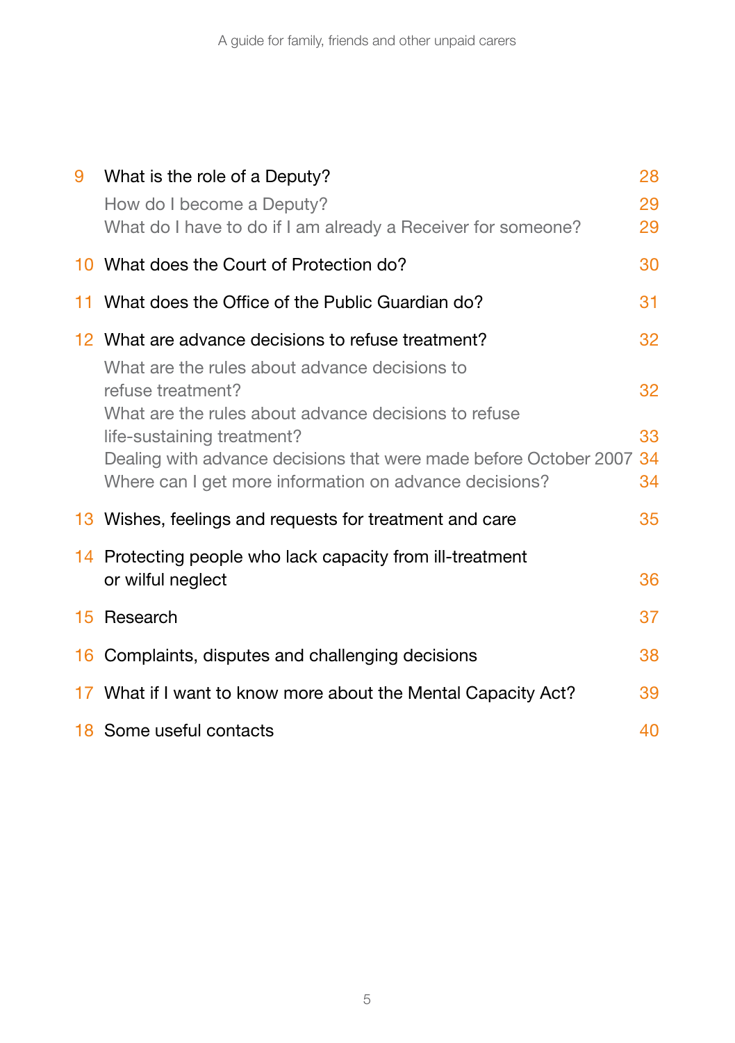| | | |
|---|---|---|
| 9 | What is the role of a Deputy? | 28 |
| | How do I become a Deputy? | 29 |
| | What do I have to do if I am already a Receiver for someone? | 29 |
| 10 | What does the Court of Protection do? | 30 |
| 11 | What does the Office of the Public Guardian do? | 31 |
| 12 | What are advance decisions to refuse treatment? | 32 |
| | What are the rules about advance decisions to refuse treatment? | 32 |
| | What are the rules about advance decisions to refuse life-sustaining treatment? | 33 |
| | Dealing with advance decisions that were made before October 2007 | 34 |
| | Where can I get more information on advance decisions? | 34 |
| 13 | Wishes, feelings and requests for treatment and care | 35 |
| 14 | Protecting people who lack capacity from ill-treatment or wilful neglect | 36 |
| 15 | Research | 37 |
| 16 | Complaints, disputes and challenging decisions | 38 |
| 17 | What if I want to know more about the Mental Capacity Act? | 39 |
| 18 | Some useful contacts | 40 |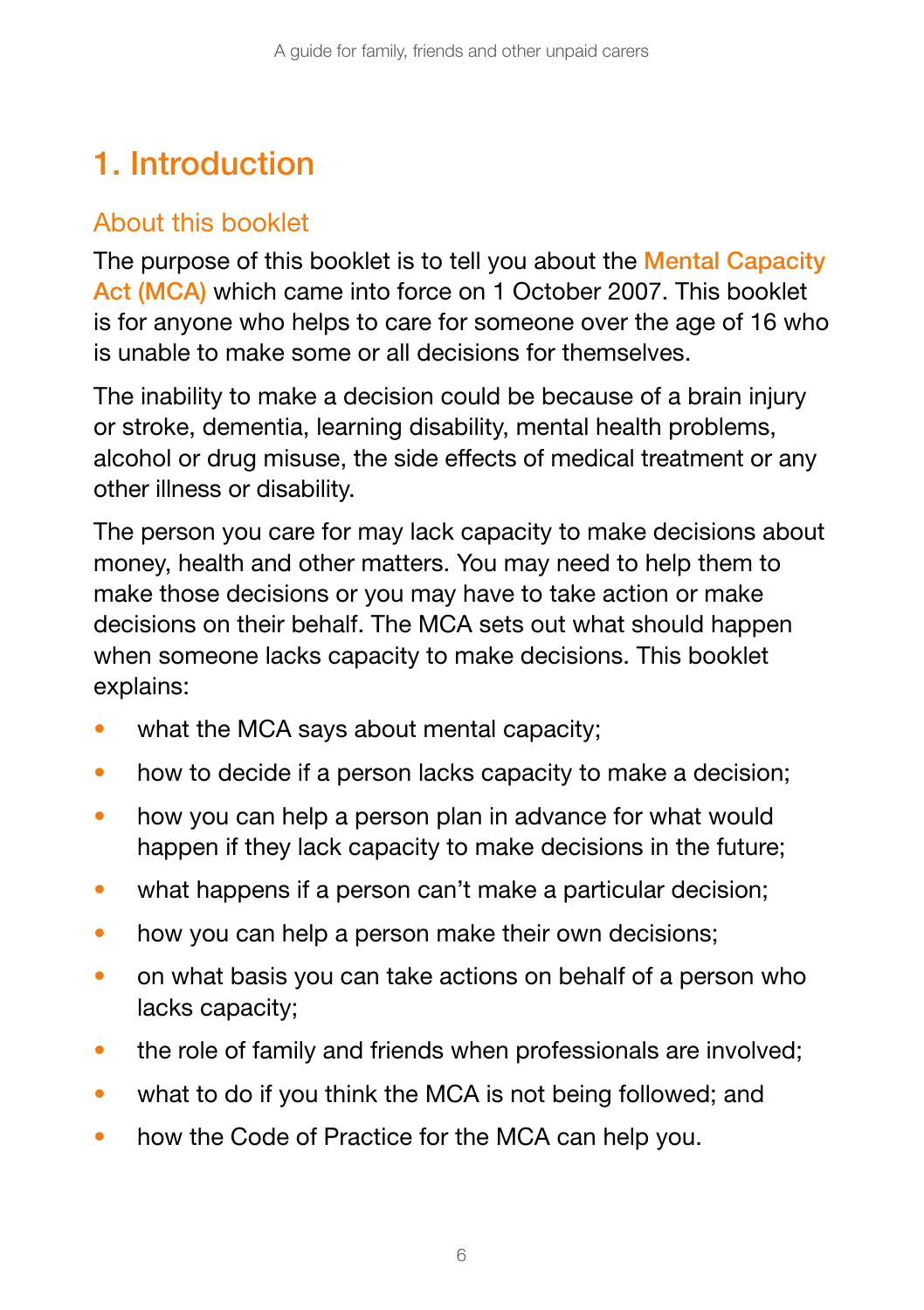# 1. Introduction

## About this booklet

The purpose of this booklet is to tell you about the **Mental Capacity Act (MCA)** which came into force on 1 October 2007. This booklet is for anyone who helps to care for someone over the age of 16 who is unable to make some or all decisions for themselves.

The inability to make a decision could be because of a brain injury or stroke, dementia, learning disability, mental health problems, alcohol or drug misuse, the side effects of medical treatment or any other illness or disability.

The person you care for may lack capacity to make decisions about money, health and other matters. You may need to help them to make those decisions or you may have to take action or make decisions on their behalf. The MCA sets out what should happen when someone lacks capacity to make decisions. This booklet explains:

- what the MCA says about mental capacity;
- how to decide if a person lacks capacity to make a decision;
- how you can help a person plan in advance for what would happen if they lack capacity to make decisions in the future;
- what happens if a person can't make a particular decision;
- how you can help a person make their own decisions;
- on what basis you can take actions on behalf of a person who lacks capacity;
- the role of family and friends when professionals are involved;
- what to do if you think the MCA is not being followed; and
- how the Code of Practice for the MCA can help you.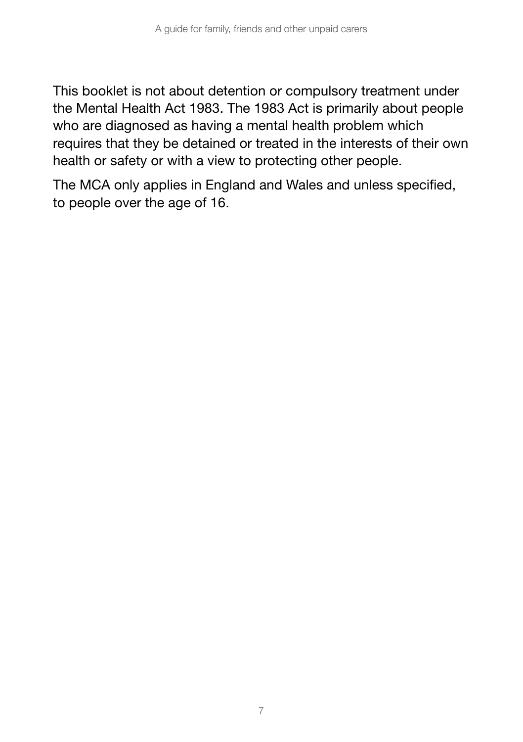This booklet is not about detention or compulsory treatment under the Mental Health Act 1983. The 1983 Act is primarily about people who are diagnosed as having a mental health problem which requires that they be detained or treated in the interests of their own health or safety or with a view to protecting other people.

The MCA only applies in England and Wales and unless specified, to people over the age of 16.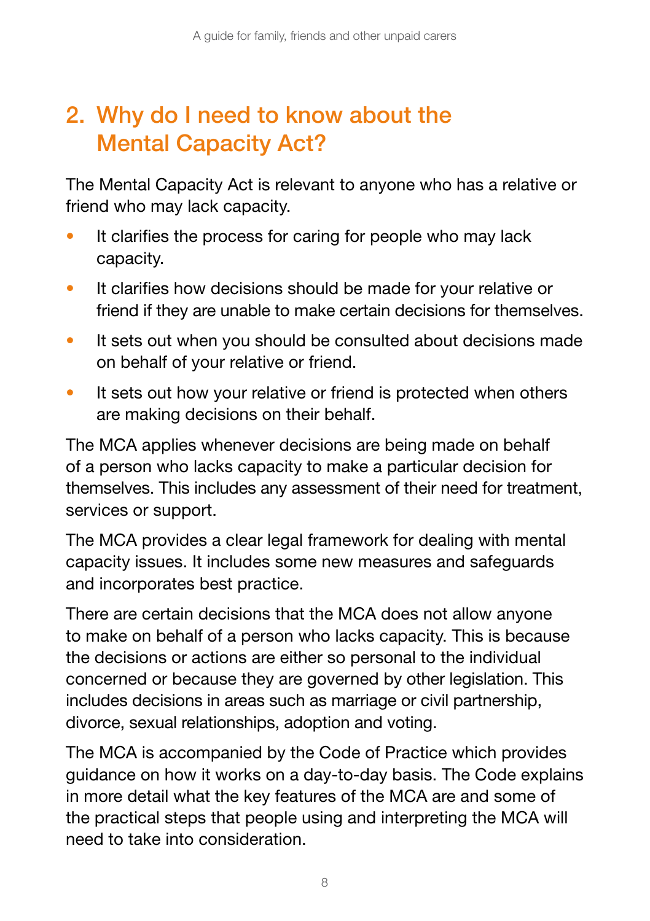## 2. Why do I need to know about the Mental Capacity Act?

The Mental Capacity Act is relevant to anyone who has a relative or friend who may lack capacity.

- It clarifies the process for caring for people who may lack capacity.
- It clarifies how decisions should be made for your relative or friend if they are unable to make certain decisions for themselves.
- It sets out when you should be consulted about decisions made on behalf of your relative or friend.
- It sets out how your relative or friend is protected when others are making decisions on their behalf.

The MCA applies whenever decisions are being made on behalf of a person who lacks capacity to make a particular decision for themselves. This includes any assessment of their need for treatment, services or support.

The MCA provides a clear legal framework for dealing with mental capacity issues. It includes some new measures and safeguards and incorporates best practice.

There are certain decisions that the MCA does not allow anyone to make on behalf of a person who lacks capacity. This is because the decisions or actions are either so personal to the individual concerned or because they are governed by other legislation. This includes decisions in areas such as marriage or civil partnership, divorce, sexual relationships, adoption and voting.

The MCA is accompanied by the Code of Practice which provides guidance on how it works on a day-to-day basis. The Code explains in more detail what the key features of the MCA are and some of the practical steps that people using and interpreting the MCA will need to take into consideration.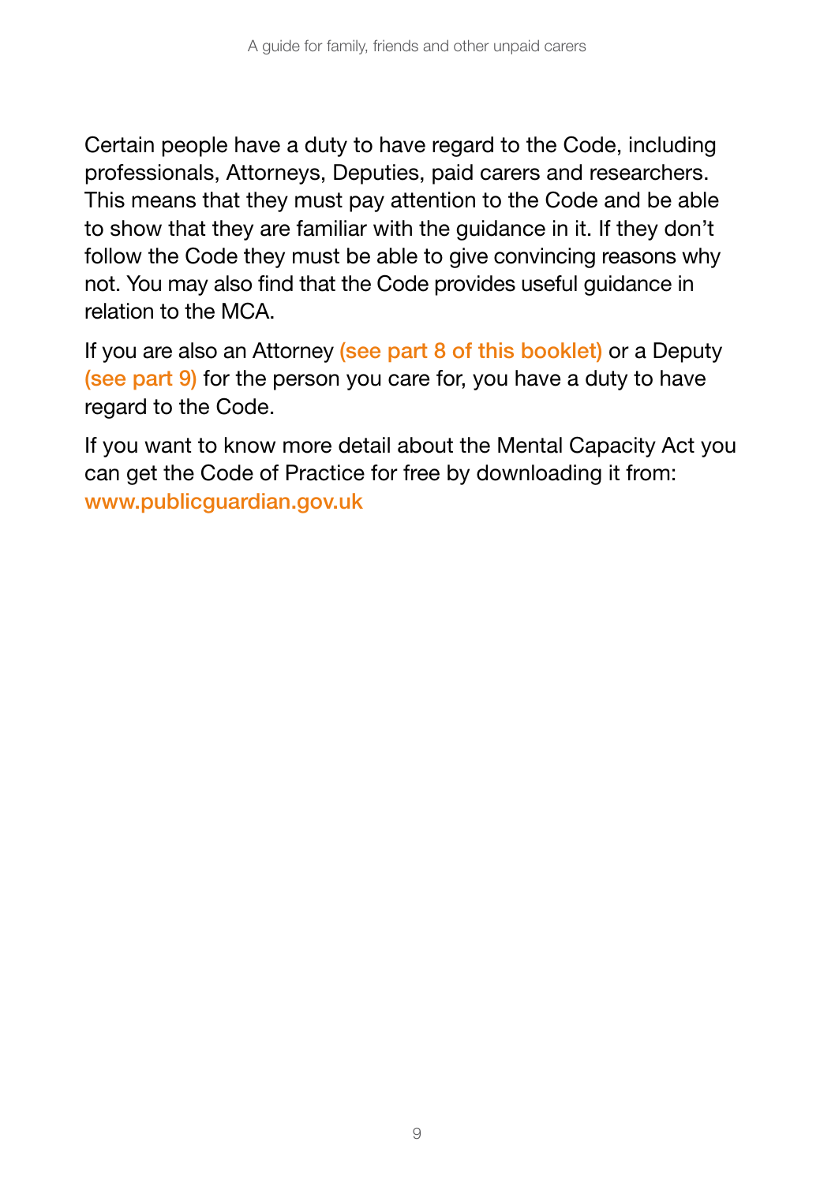Certain people have a duty to have regard to the Code, including professionals, Attorneys, Deputies, paid carers and researchers. This means that they must pay attention to the Code and be able to show that they are familiar with the guidance in it. If they don't follow the Code they must be able to give convincing reasons why not. You may also find that the Code provides useful guidance in relation to the MCA.

If you are also an Attorney (see part 8 of this booklet) or a Deputy (see part 9) for the person you care for, you have a duty to have regard to the Code.

If you want to know more detail about the Mental Capacity Act you can get the Code of Practice for free by downloading it from: www.publicguardian.gov.uk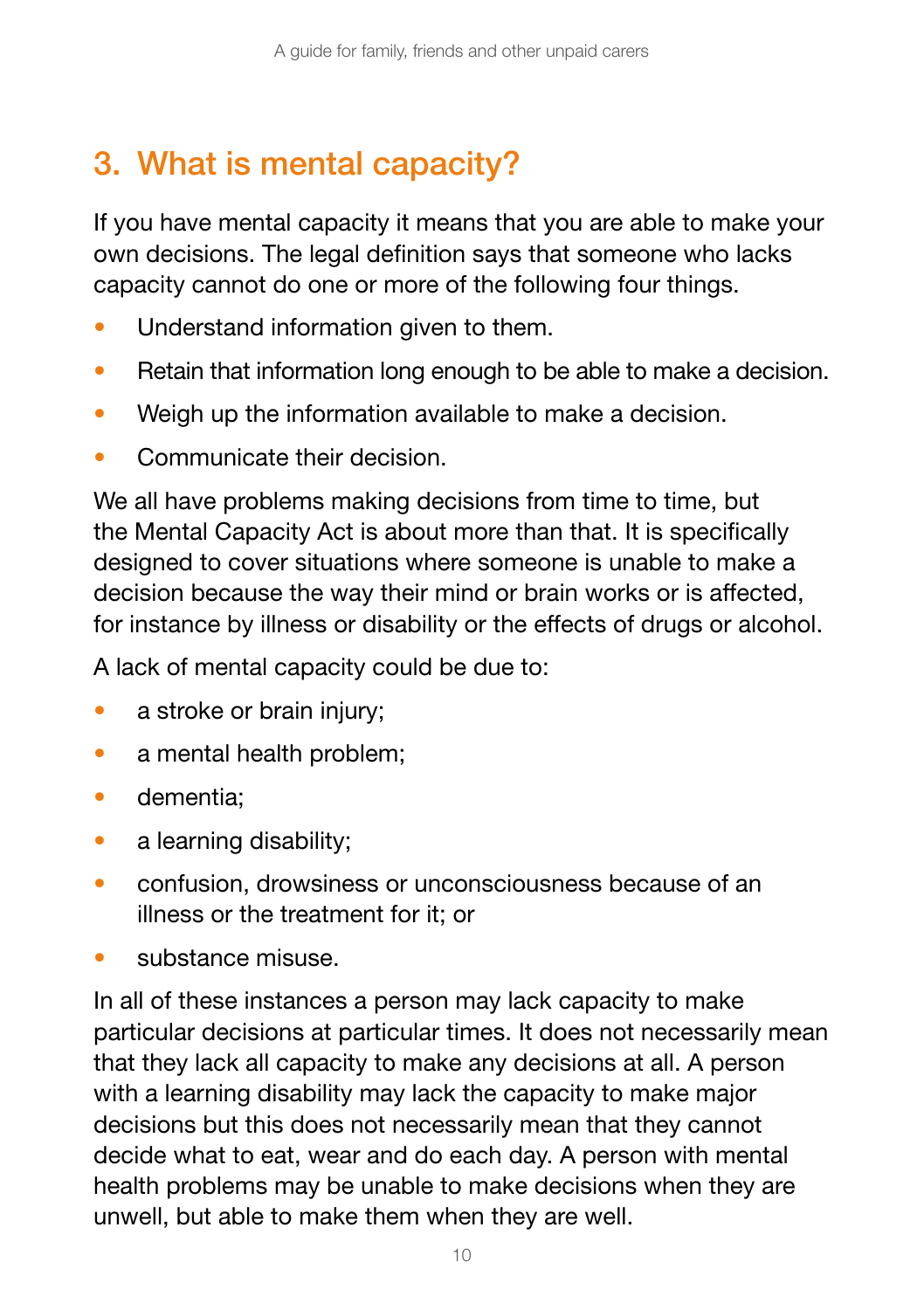## 3. What is mental capacity?

If you have mental capacity it means that you are able to make your own decisions. The legal definition says that someone who lacks capacity cannot do one or more of the following four things.

- Understand information given to them.
- Retain that information long enough to be able to make a decision.
- Weigh up the information available to make a decision.
- Communicate their decision.

We all have problems making decisions from time to time, but the Mental Capacity Act is about more than that. It is specifically designed to cover situations where someone is unable to make a decision because the way their mind or brain works or is affected, for instance by illness or disability or the effects of drugs or alcohol.

A lack of mental capacity could be due to:

- a stroke or brain injury;
- a mental health problem;
- dementia;
- a learning disability;
- confusion, drowsiness or unconsciousness because of an illness or the treatment for it; or
- substance misuse.

In all of these instances a person may lack capacity to make particular decisions at particular times. It does not necessarily mean that they lack all capacity to make any decisions at all. A person with a learning disability may lack the capacity to make major decisions but this does not necessarily mean that they cannot decide what to eat, wear and do each day. A person with mental health problems may be unable to make decisions when they are unwell, but able to make them when they are well.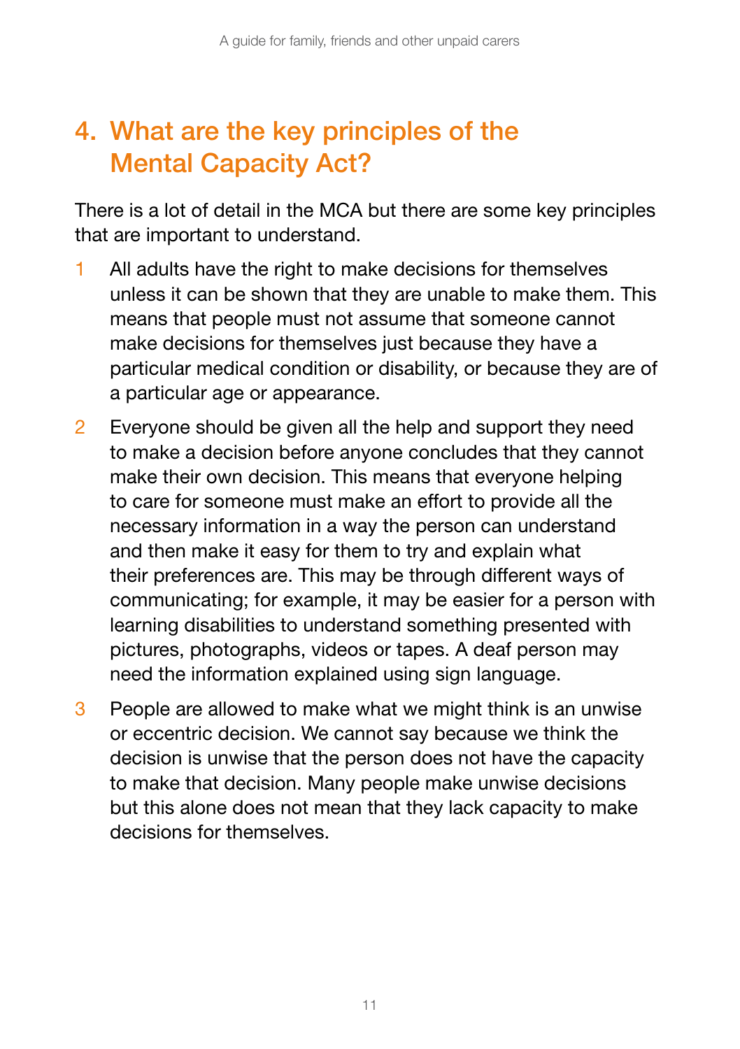## 4. What are the key principles of the Mental Capacity Act?

There is a lot of detail in the MCA but there are some key principles that are important to understand.

1. All adults have the right to make decisions for themselves unless it can be shown that they are unable to make them. This means that people must not assume that someone cannot make decisions for themselves just because they have a particular medical condition or disability, or because they are of a particular age or appearance.

2. Everyone should be given all the help and support they need to make a decision before anyone concludes that they cannot make their own decision. This means that everyone helping to care for someone must make an effort to provide all the necessary information in a way the person can understand and then make it easy for them to try and explain what their preferences are. This may be through different ways of communicating; for example, it may be easier for a person with learning disabilities to understand something presented with pictures, photographs, videos or tapes. A deaf person may need the information explained using sign language.

3. People are allowed to make what we might think is an unwise or eccentric decision. We cannot say because we think the decision is unwise that the person does not have the capacity to make that decision. Many people make unwise decisions but this alone does not mean that they lack capacity to make decisions for themselves.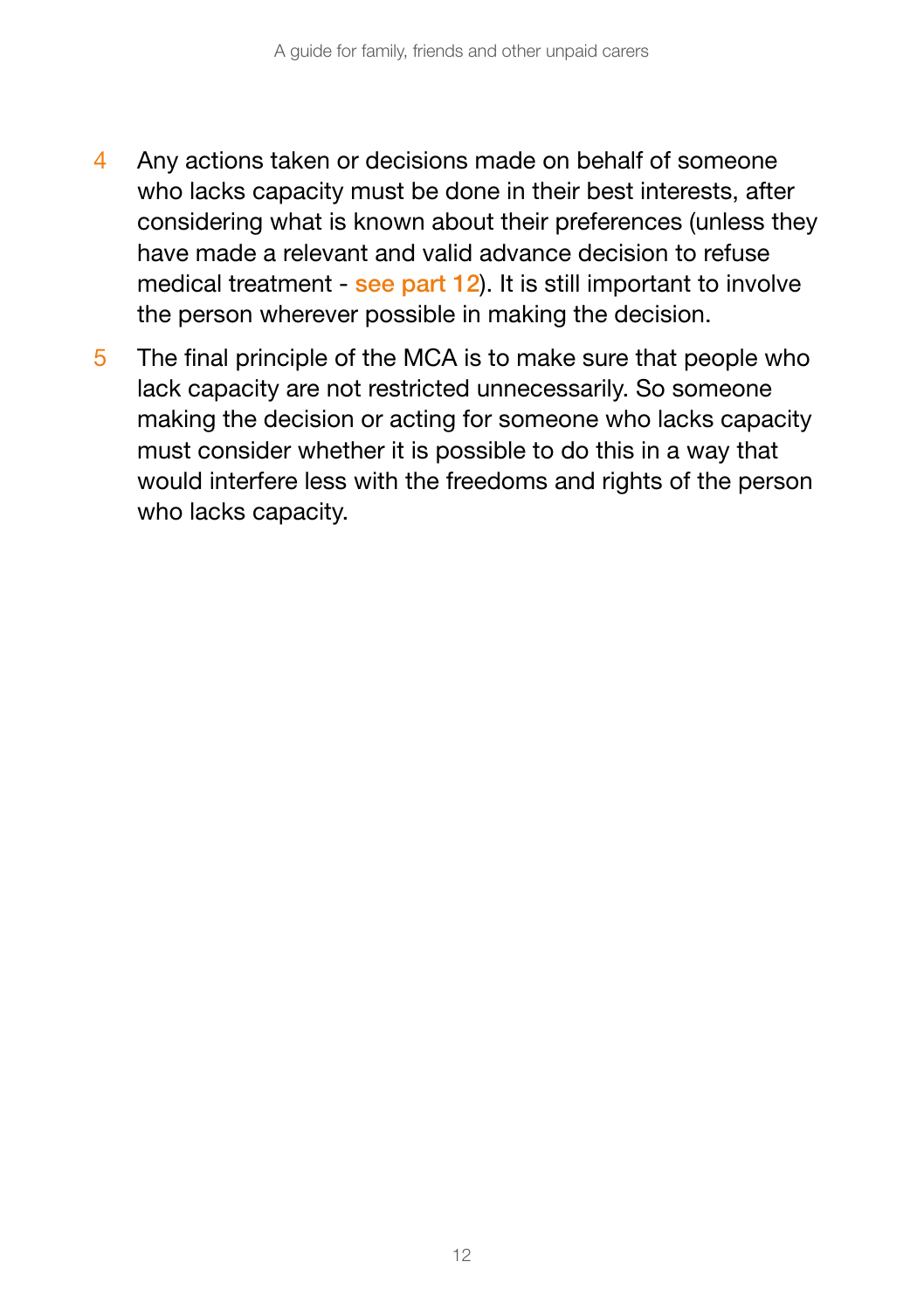4. Any actions taken or decisions made on behalf of someone who lacks capacity must be done in their best interests, after considering what is known about their preferences (unless they have made a relevant and valid advance decision to refuse medical treatment - see part 12). It is still important to involve the person wherever possible in making the decision.
5. The final principle of the MCA is to make sure that people who lack capacity are not restricted unnecessarily. So someone making the decision or acting for someone who lacks capacity must consider whether it is possible to do this in a way that would interfere less with the freedoms and rights of the person who lacks capacity.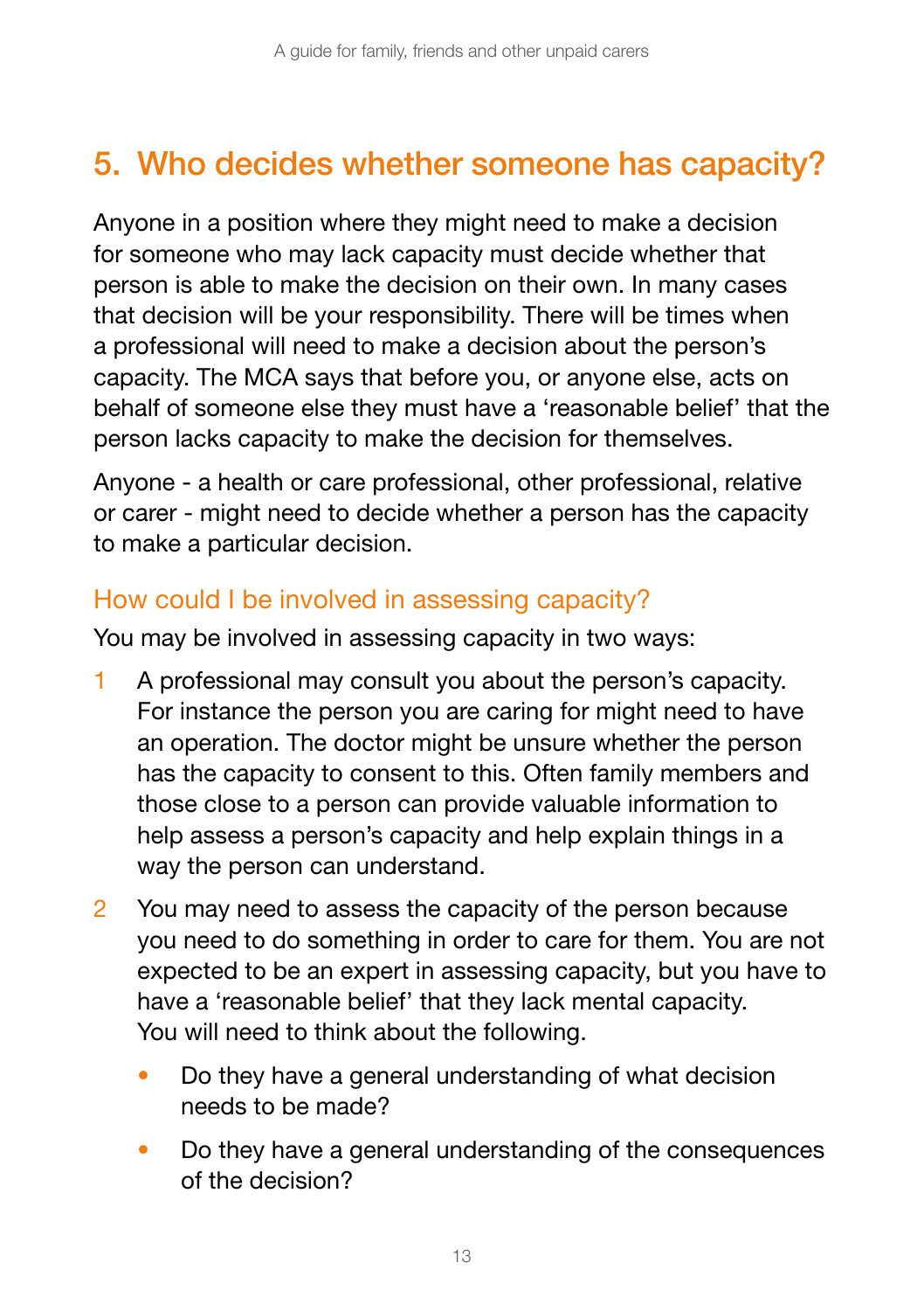## 5. Who decides whether someone has capacity?

Anyone in a position where they might need to make a decision for someone who may lack capacity must decide whether that person is able to make the decision on their own. In many cases that decision will be your responsibility. There will be times when a professional will need to make a decision about the person's capacity. The MCA says that before you, or anyone else, acts on behalf of someone else they must have a 'reasonable belief' that the person lacks capacity to make the decision for themselves.

Anyone - a health or care professional, other professional, relative or carer - might need to decide whether a person has the capacity to make a particular decision.

### How could I be involved in assessing capacity?

You may be involved in assessing capacity in two ways:

1. A professional may consult you about the person's capacity. For instance the person you are caring for might need to have an operation. The doctor might be unsure whether the person has the capacity to consent to this. Often family members and those close to a person can provide valuable information to help assess a person's capacity and help explain things in a way the person can understand.
2. You may need to assess the capacity of the person because you need to do something in order to care for them. You are not expected to be an expert in assessing capacity, but you have to have a 'reasonable belief' that they lack mental capacity. You will need to think about the following.
   - Do they have a general understanding of what decision needs to be made?
   - Do they have a general understanding of the consequences of the decision?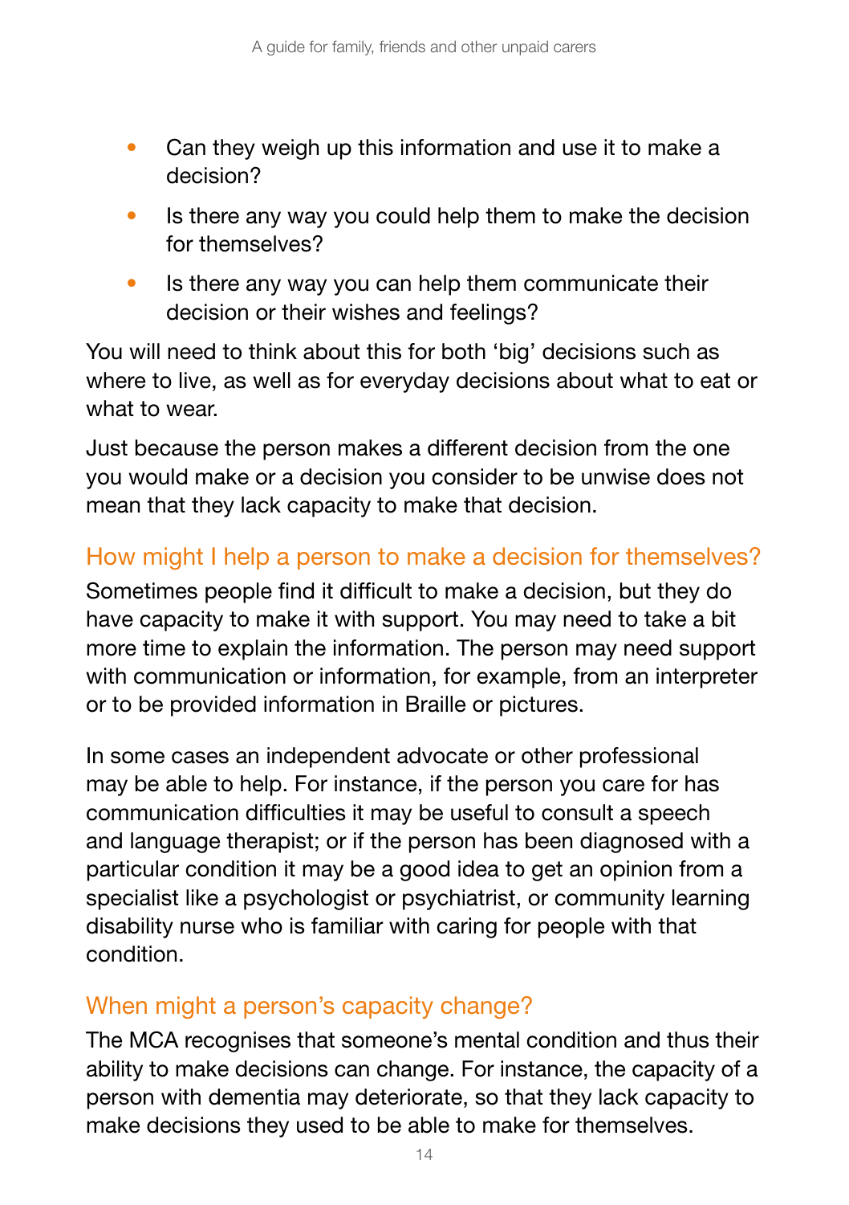- Can they weigh up this information and use it to make a decision?
- Is there any way you could help them to make the decision for themselves?
- Is there any way you can help them communicate their decision or their wishes and feelings?

You will need to think about this for both 'big' decisions such as where to live, as well as for everyday decisions about what to eat or what to wear.

Just because the person makes a different decision from the one you would make or a decision you consider to be unwise does not mean that they lack capacity to make that decision.

## How might I help a person to make a decision for themselves?

Sometimes people find it difficult to make a decision, but they do have capacity to make it with support. You may need to take a bit more time to explain the information. The person may need support with communication or information, for example, from an interpreter or to be provided information in Braille or pictures.

In some cases an independent advocate or other professional may be able to help. For instance, if the person you care for has communication difficulties it may be useful to consult a speech and language therapist; or if the person has been diagnosed with a particular condition it may be a good idea to get an opinion from a specialist like a psychologist or psychiatrist, or community learning disability nurse who is familiar with caring for people with that condition.

## When might a person's capacity change?

The MCA recognises that someone's mental condition and thus their ability to make decisions can change. For instance, the capacity of a person with dementia may deteriorate, so that they lack capacity to make decisions they used to be able to make for themselves.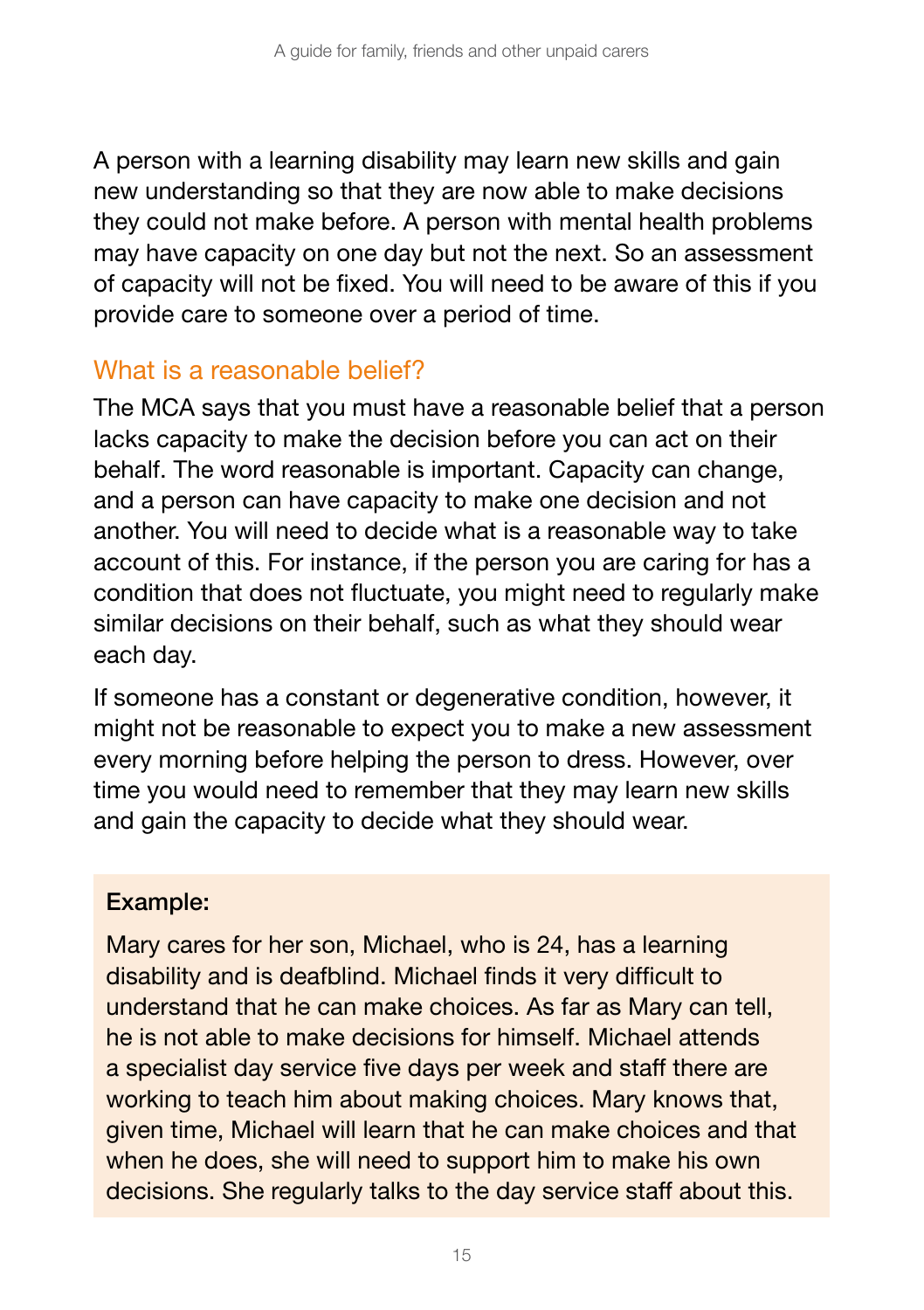A person with a learning disability may learn new skills and gain new understanding so that they are now able to make decisions they could not make before. A person with mental health problems may have capacity on one day but not the next. So an assessment of capacity will not be fixed. You will need to be aware of this if you provide care to someone over a period of time.

## What is a reasonable belief?

The MCA says that you must have a reasonable belief that a person lacks capacity to make the decision before you can act on their behalf. The word reasonable is important. Capacity can change, and a person can have capacity to make one decision and not another. You will need to decide what is a reasonable way to take account of this. For instance, if the person you are caring for has a condition that does not fluctuate, you might need to regularly make similar decisions on their behalf, such as what they should wear each day.

If someone has a constant or degenerative condition, however, it might not be reasonable to expect you to make a new assessment every morning before helping the person to dress. However, over time you would need to remember that they may learn new skills and gain the capacity to decide what they should wear.

**Example:**

Mary cares for her son, Michael, who is 24, has a learning disability and is deafblind. Michael finds it very difficult to understand that he can make choices. As far as Mary can tell, he is not able to make decisions for himself. Michael attends a specialist day service five days per week and staff there are working to teach him about making choices. Mary knows that, given time, Michael will learn that he can make choices and that when he does, she will need to support him to make his own decisions. She regularly talks to the day service staff about this.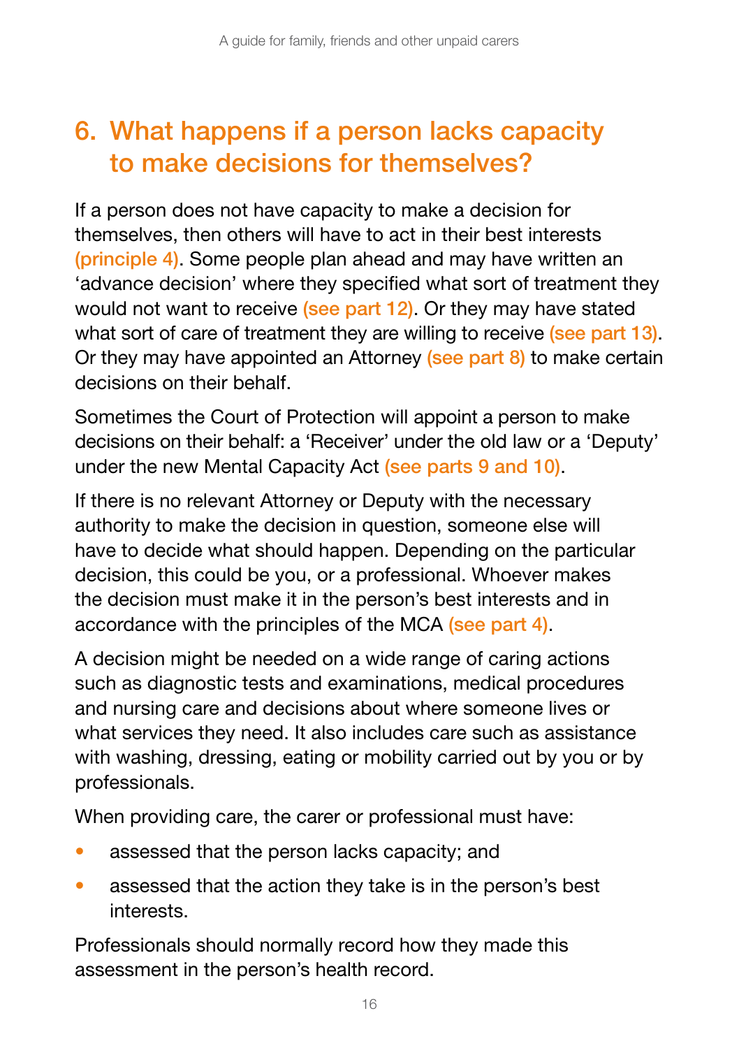## 6. What happens if a person lacks capacity to make decisions for themselves?

If a person does not have capacity to make a decision for themselves, then others will have to act in their best interests (principle 4). Some people plan ahead and may have written an 'advance decision' where they specified what sort of treatment they would not want to receive (see part 12). Or they may have stated what sort of care of treatment they are willing to receive (see part 13). Or they may have appointed an Attorney (see part 8) to make certain decisions on their behalf.

Sometimes the Court of Protection will appoint a person to make decisions on their behalf: a 'Receiver' under the old law or a 'Deputy' under the new Mental Capacity Act (see parts 9 and 10).

If there is no relevant Attorney or Deputy with the necessary authority to make the decision in question, someone else will have to decide what should happen. Depending on the particular decision, this could be you, or a professional. Whoever makes the decision must make it in the person's best interests and in accordance with the principles of the MCA (see part 4).

A decision might be needed on a wide range of caring actions such as diagnostic tests and examinations, medical procedures and nursing care and decisions about where someone lives or what services they need. It also includes care such as assistance with washing, dressing, eating or mobility carried out by you or by professionals.

When providing care, the carer or professional must have:

- assessed that the person lacks capacity; and
- assessed that the action they take is in the person's best interests.

Professionals should normally record how they made this assessment in the person's health record.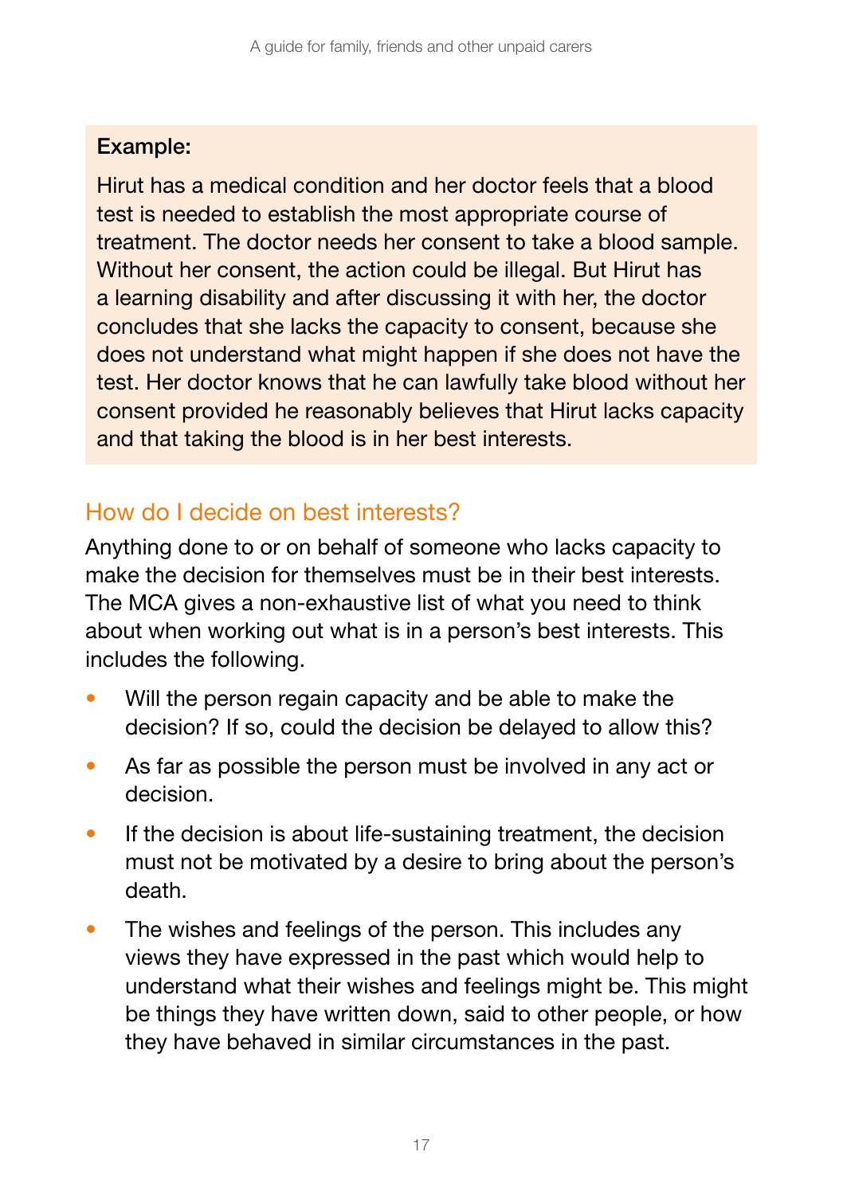**Example:**

Hirut has a medical condition and her doctor feels that a blood test is needed to establish the most appropriate course of treatment. The doctor needs her consent to take a blood sample. Without her consent, the action could be illegal. But Hirut has a learning disability and after discussing it with her, the doctor concludes that she lacks the capacity to consent, because she does not understand what might happen if she does not have the test. Her doctor knows that he can lawfully take blood without her consent provided he reasonably believes that Hirut lacks capacity and that taking the blood is in her best interests.

## How do I decide on best interests?

Anything done to or on behalf of someone who lacks capacity to make the decision for themselves must be in their best interests. The MCA gives a non-exhaustive list of what you need to think about when working out what is in a person's best interests. This includes the following.

- Will the person regain capacity and be able to make the decision? If so, could the decision be delayed to allow this?
- As far as possible the person must be involved in any act or decision.
- If the decision is about life-sustaining treatment, the decision must not be motivated by a desire to bring about the person's death.
- The wishes and feelings of the person. This includes any views they have expressed in the past which would help to understand what their wishes and feelings might be. This might be things they have written down, said to other people, or how they have behaved in similar circumstances in the past.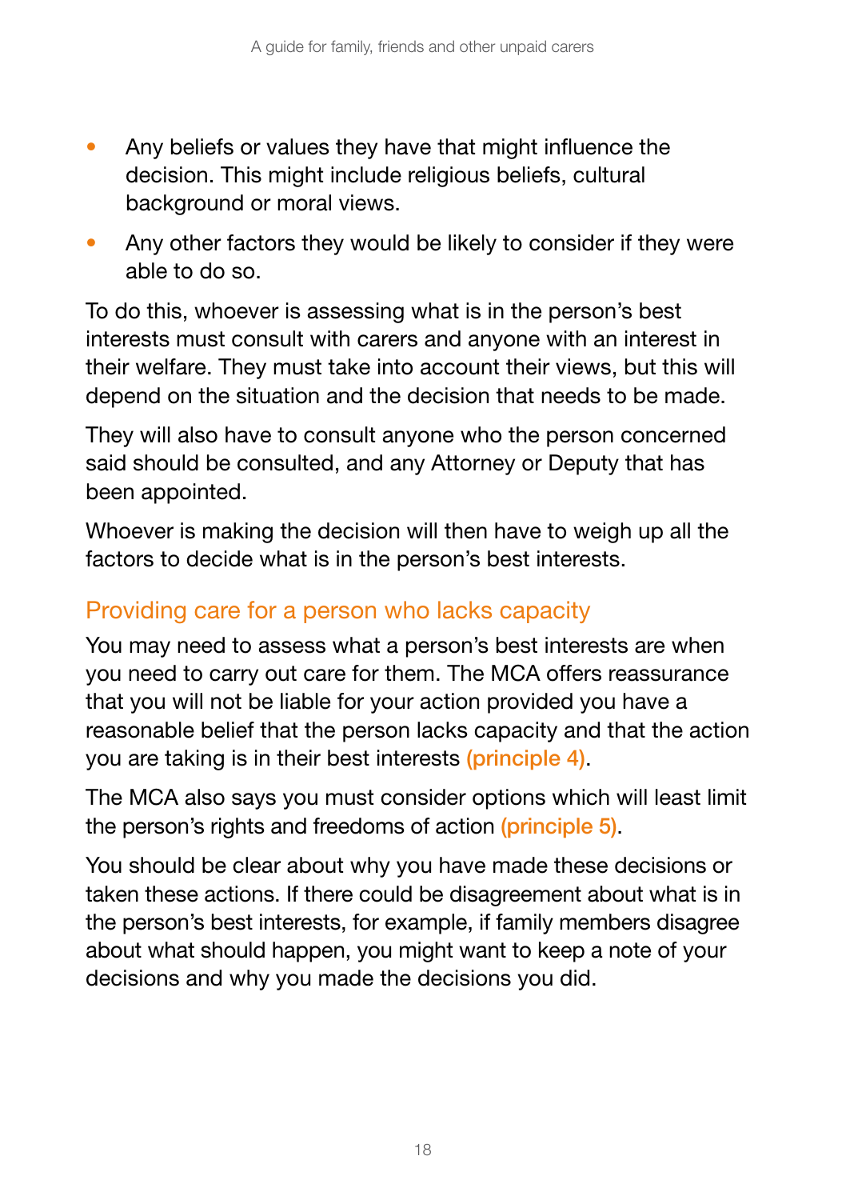- Any beliefs or values they have that might influence the decision. This might include religious beliefs, cultural background or moral views.
- Any other factors they would be likely to consider if they were able to do so.

To do this, whoever is assessing what is in the person's best interests must consult with carers and anyone with an interest in their welfare. They must take into account their views, but this will depend on the situation and the decision that needs to be made.

They will also have to consult anyone who the person concerned said should be consulted, and any Attorney or Deputy that has been appointed.

Whoever is making the decision will then have to weigh up all the factors to decide what is in the person's best interests.

## Providing care for a person who lacks capacity

You may need to assess what a person's best interests are when you need to carry out care for them. The MCA offers reassurance that you will not be liable for your action provided you have a reasonable belief that the person lacks capacity and that the action you are taking is in their best interests **(principle 4)**.

The MCA also says you must consider options which will least limit the person's rights and freedoms of action **(principle 5)**.

You should be clear about why you have made these decisions or taken these actions. If there could be disagreement about what is in the person's best interests, for example, if family members disagree about what should happen, you might want to keep a note of your decisions and why you made the decisions you did.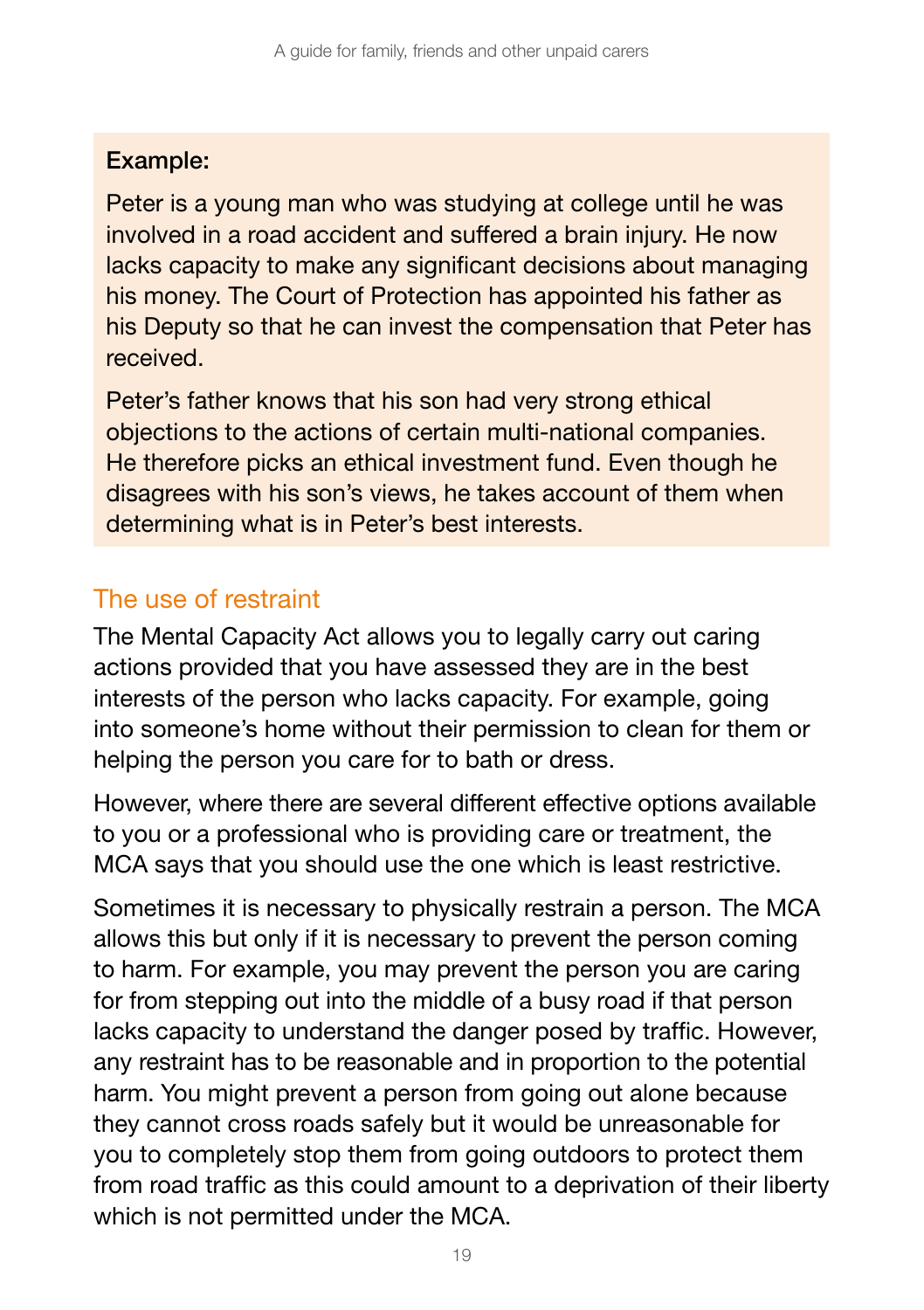**Example:**

Peter is a young man who was studying at college until he was involved in a road accident and suffered a brain injury. He now lacks capacity to make any significant decisions about managing his money. The Court of Protection has appointed his father as his Deputy so that he can invest the compensation that Peter has received.

Peter's father knows that his son had very strong ethical objections to the actions of certain multi-national companies. He therefore picks an ethical investment fund. Even though he disagrees with his son's views, he takes account of them when determining what is in Peter's best interests.

## The use of restraint

The Mental Capacity Act allows you to legally carry out caring actions provided that you have assessed they are in the best interests of the person who lacks capacity. For example, going into someone's home without their permission to clean for them or helping the person you care for to bath or dress.

However, where there are several different effective options available to you or a professional who is providing care or treatment, the MCA says that you should use the one which is least restrictive.

Sometimes it is necessary to physically restrain a person. The MCA allows this but only if it is necessary to prevent the person coming to harm. For example, you may prevent the person you are caring for from stepping out into the middle of a busy road if that person lacks capacity to understand the danger posed by traffic. However, any restraint has to be reasonable and in proportion to the potential harm. You might prevent a person from going out alone because they cannot cross roads safely but it would be unreasonable for you to completely stop them from going outdoors to protect them from road traffic as this could amount to a deprivation of their liberty which is not permitted under the MCA.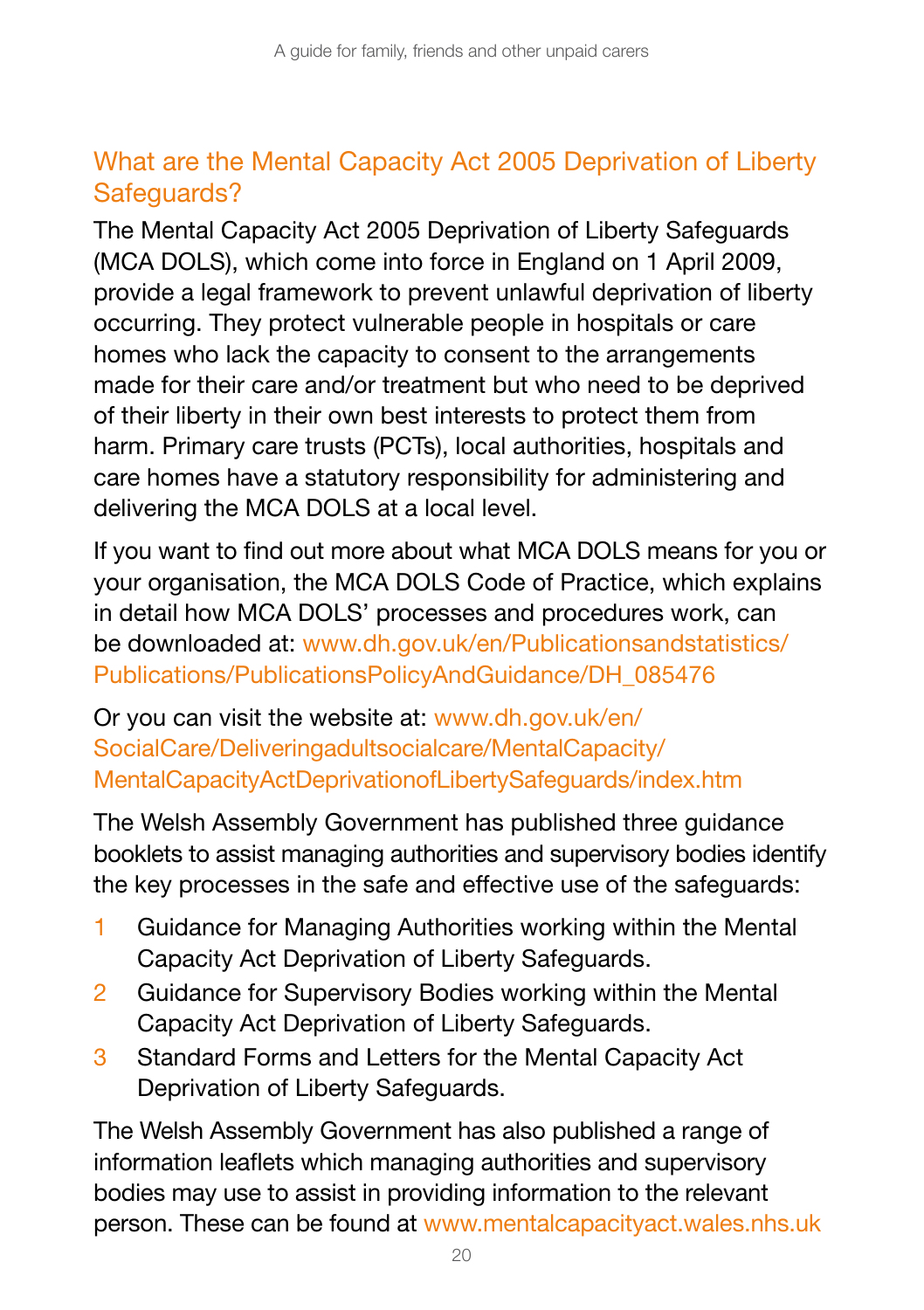## What are the Mental Capacity Act 2005 Deprivation of Liberty Safeguards?

The Mental Capacity Act 2005 Deprivation of Liberty Safeguards (MCA DOLS), which come into force in England on 1 April 2009, provide a legal framework to prevent unlawful deprivation of liberty occurring. They protect vulnerable people in hospitals or care homes who lack the capacity to consent to the arrangements made for their care and/or treatment but who need to be deprived of their liberty in their own best interests to protect them from harm. Primary care trusts (PCTs), local authorities, hospitals and care homes have a statutory responsibility for administering and delivering the MCA DOLS at a local level.

If you want to find out more about what MCA DOLS means for you or your organisation, the MCA DOLS Code of Practice, which explains in detail how MCA DOLS' processes and procedures work, can be downloaded at: www.dh.gov.uk/en/Publicationsandstatistics/Publications/PublicationsPolicyAndGuidance/DH_085476

Or you can visit the website at: www.dh.gov.uk/en/SocialCare/Deliveringadultsocialcare/MentalCapacity/MentalCapacityActDeprivationofLibertySafeguards/index.htm

The Welsh Assembly Government has published three guidance booklets to assist managing authorities and supervisory bodies identify the key processes in the safe and effective use of the safeguards:

1. Guidance for Managing Authorities working within the Mental Capacity Act Deprivation of Liberty Safeguards.
2. Guidance for Supervisory Bodies working within the Mental Capacity Act Deprivation of Liberty Safeguards.
3. Standard Forms and Letters for the Mental Capacity Act Deprivation of Liberty Safeguards.

The Welsh Assembly Government has also published a range of information leaflets which managing authorities and supervisory bodies may use to assist in providing information to the relevant person. These can be found at www.mentalcapacityact.wales.nhs.uk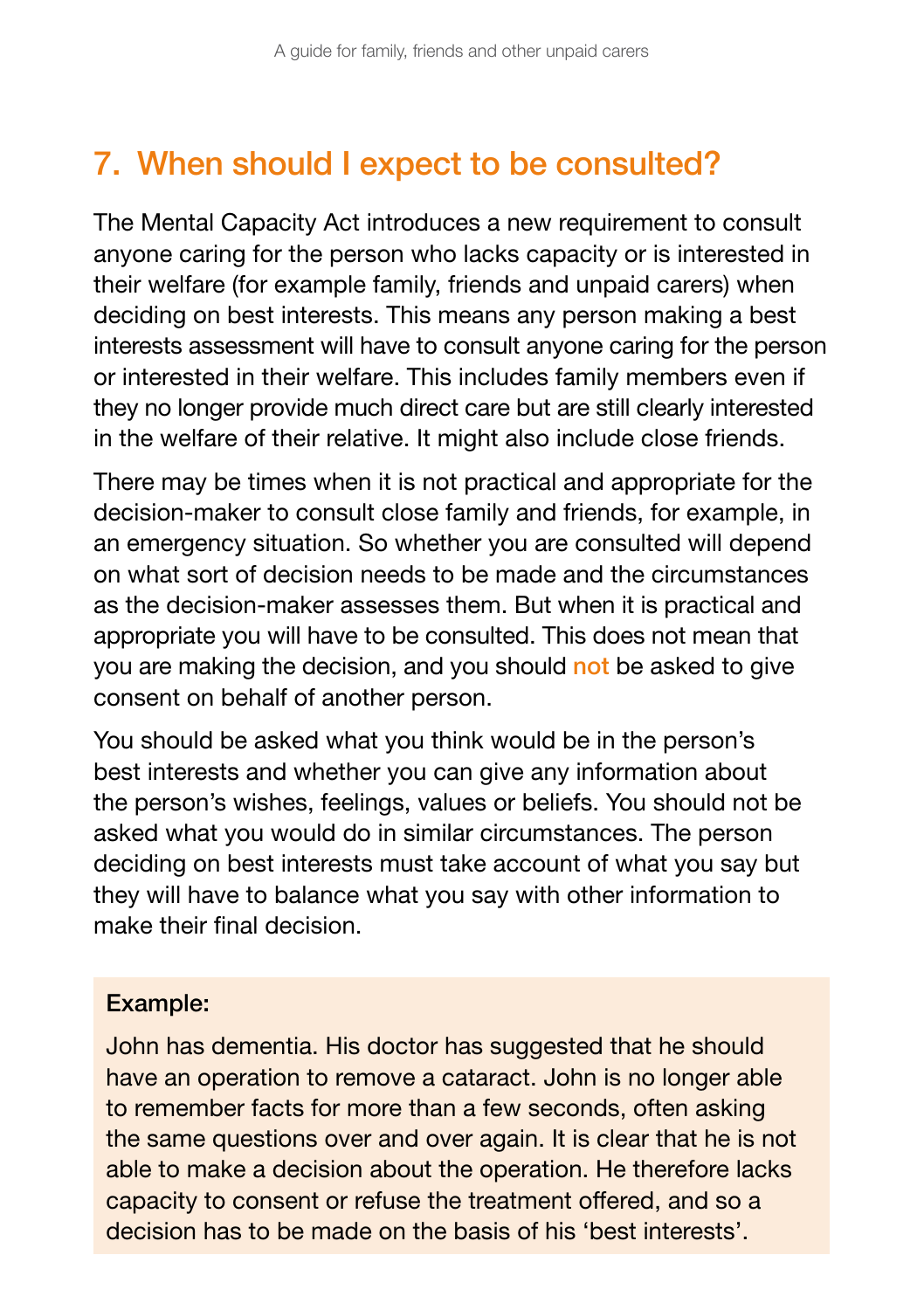## 7. When should I expect to be consulted?

The Mental Capacity Act introduces a new requirement to consult anyone caring for the person who lacks capacity or is interested in their welfare (for example family, friends and unpaid carers) when deciding on best interests. This means any person making a best interests assessment will have to consult anyone caring for the person or interested in their welfare. This includes family members even if they no longer provide much direct care but are still clearly interested in the welfare of their relative. It might also include close friends.

There may be times when it is not practical and appropriate for the decision-maker to consult close family and friends, for example, in an emergency situation. So whether you are consulted will depend on what sort of decision needs to be made and the circumstances as the decision-maker assesses them. But when it is practical and appropriate you will have to be consulted. This does not mean that you are making the decision, and you should **not** be asked to give consent on behalf of another person.

You should be asked what you think would be in the person's best interests and whether you can give any information about the person's wishes, feelings, values or beliefs. You should not be asked what you would do in similar circumstances. The person deciding on best interests must take account of what you say but they will have to balance what you say with other information to make their final decision.

**Example:**

John has dementia. His doctor has suggested that he should have an operation to remove a cataract. John is no longer able to remember facts for more than a few seconds, often asking the same questions over and over again. It is clear that he is not able to make a decision about the operation. He therefore lacks capacity to consent or refuse the treatment offered, and so a decision has to be made on the basis of his 'best interests'.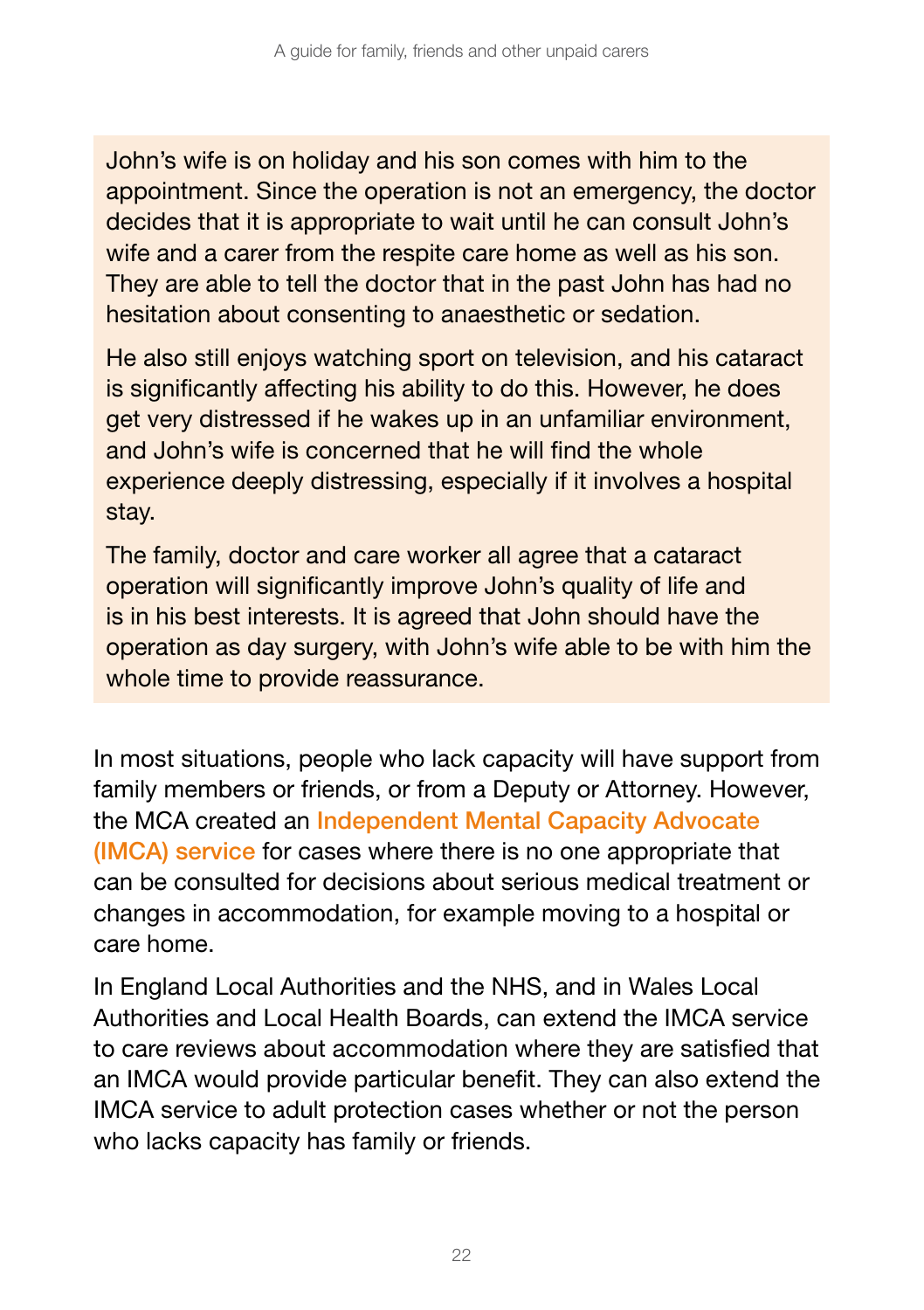> John's wife is on holiday and his son comes with him to the appointment. Since the operation is not an emergency, the doctor decides that it is appropriate to wait until he can consult John's wife and a carer from the respite care home as well as his son. They are able to tell the doctor that in the past John has had no hesitation about consenting to anaesthetic or sedation.
>
> He also still enjoys watching sport on television, and his cataract is significantly affecting his ability to do this. However, he does get very distressed if he wakes up in an unfamiliar environment, and John's wife is concerned that he will find the whole experience deeply distressing, especially if it involves a hospital stay.
>
> The family, doctor and care worker all agree that a cataract operation will significantly improve John's quality of life and is in his best interests. It is agreed that John should have the operation as day surgery, with John's wife able to be with him the whole time to provide reassurance.

In most situations, people who lack capacity will have support from family members or friends, or from a Deputy or Attorney. However, the MCA created an Independent Mental Capacity Advocate (IMCA) service for cases where there is no one appropriate that can be consulted for decisions about serious medical treatment or changes in accommodation, for example moving to a hospital or care home.

In England Local Authorities and the NHS, and in Wales Local Authorities and Local Health Boards, can extend the IMCA service to care reviews about accommodation where they are satisfied that an IMCA would provide particular benefit. They can also extend the IMCA service to adult protection cases whether or not the person who lacks capacity has family or friends.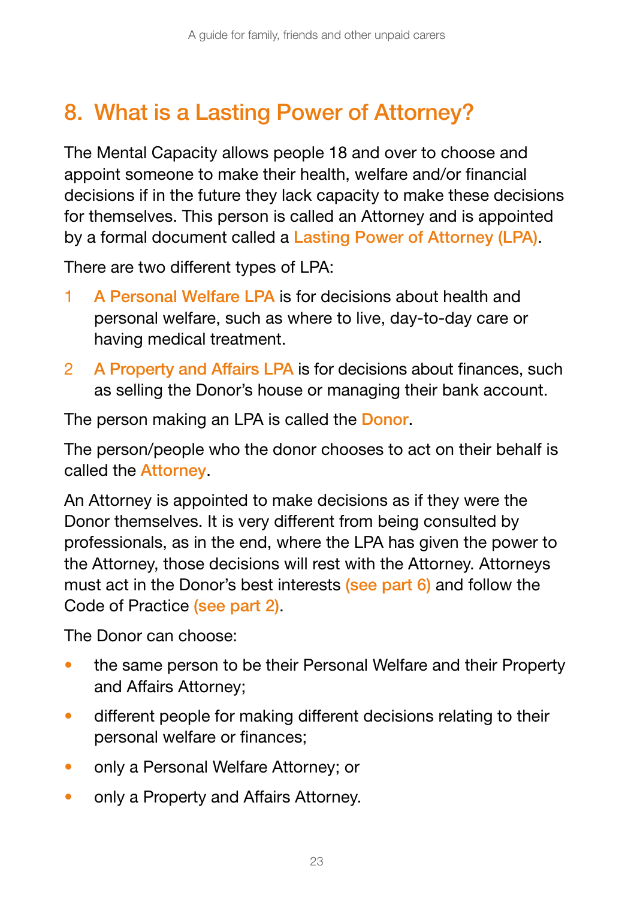## 8. What is a Lasting Power of Attorney?

The Mental Capacity allows people 18 and over to choose and appoint someone to make their health, welfare and/or financial decisions if in the future they lack capacity to make these decisions for themselves. This person is called an Attorney and is appointed by a formal document called a Lasting Power of Attorney (LPA).

There are two different types of LPA:

1. A Personal Welfare LPA is for decisions about health and personal welfare, such as where to live, day-to-day care or having medical treatment.
2. A Property and Affairs LPA is for decisions about finances, such as selling the Donor's house or managing their bank account.

The person making an LPA is called the Donor.

The person/people who the donor chooses to act on their behalf is called the Attorney.

An Attorney is appointed to make decisions as if they were the Donor themselves. It is very different from being consulted by professionals, as in the end, where the LPA has given the power to the Attorney, those decisions will rest with the Attorney. Attorneys must act in the Donor's best interests (see part 6) and follow the Code of Practice (see part 2).

The Donor can choose:

- the same person to be their Personal Welfare and their Property and Affairs Attorney;
- different people for making different decisions relating to their personal welfare or finances;
- only a Personal Welfare Attorney; or
- only a Property and Affairs Attorney.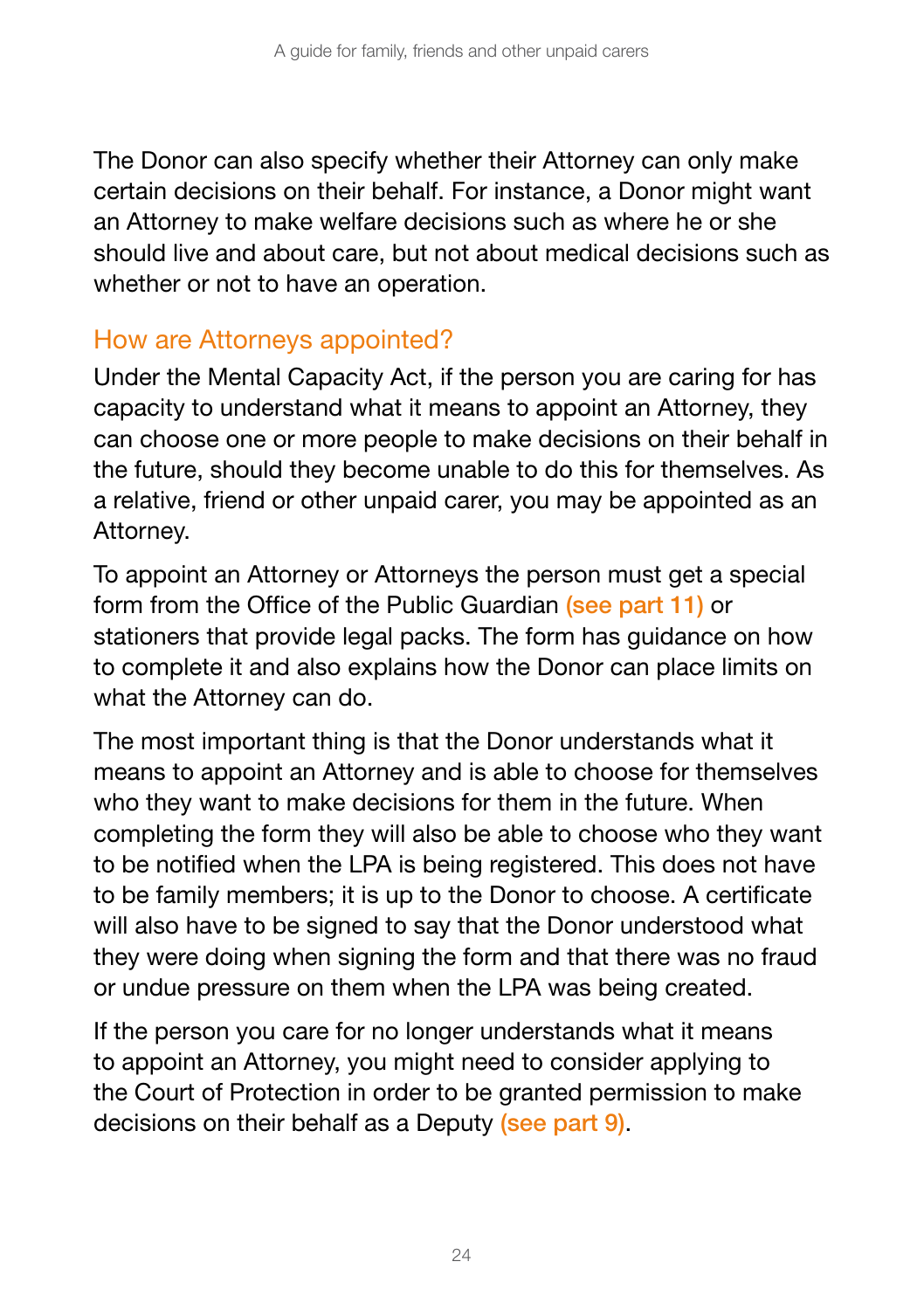The Donor can also specify whether their Attorney can only make certain decisions on their behalf. For instance, a Donor might want an Attorney to make welfare decisions such as where he or she should live and about care, but not about medical decisions such as whether or not to have an operation.

## How are Attorneys appointed?

Under the Mental Capacity Act, if the person you are caring for has capacity to understand what it means to appoint an Attorney, they can choose one or more people to make decisions on their behalf in the future, should they become unable to do this for themselves. As a relative, friend or other unpaid carer, you may be appointed as an Attorney.

To appoint an Attorney or Attorneys the person must get a special form from the Office of the Public Guardian (see part 11) or stationers that provide legal packs. The form has guidance on how to complete it and also explains how the Donor can place limits on what the Attorney can do.

The most important thing is that the Donor understands what it means to appoint an Attorney and is able to choose for themselves who they want to make decisions for them in the future. When completing the form they will also be able to choose who they want to be notified when the LPA is being registered. This does not have to be family members; it is up to the Donor to choose. A certificate will also have to be signed to say that the Donor understood what they were doing when signing the form and that there was no fraud or undue pressure on them when the LPA was being created.

If the person you care for no longer understands what it means to appoint an Attorney, you might need to consider applying to the Court of Protection in order to be granted permission to make decisions on their behalf as a Deputy (see part 9).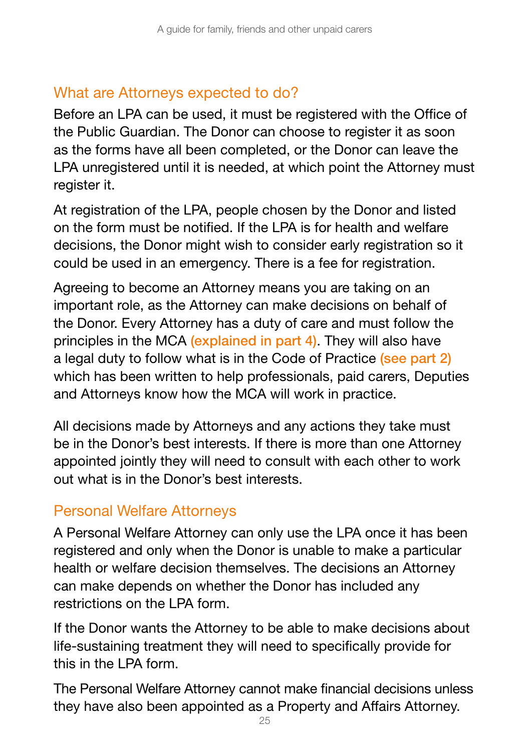## What are Attorneys expected to do?

Before an LPA can be used, it must be registered with the Office of the Public Guardian. The Donor can choose to register it as soon as the forms have all been completed, or the Donor can leave the LPA unregistered until it is needed, at which point the Attorney must register it.

At registration of the LPA, people chosen by the Donor and listed on the form must be notified. If the LPA is for health and welfare decisions, the Donor might wish to consider early registration so it could be used in an emergency. There is a fee for registration.

Agreeing to become an Attorney means you are taking on an important role, as the Attorney can make decisions on behalf of the Donor. Every Attorney has a duty of care and must follow the principles in the MCA (explained in part 4). They will also have a legal duty to follow what is in the Code of Practice (see part 2) which has been written to help professionals, paid carers, Deputies and Attorneys know how the MCA will work in practice.

All decisions made by Attorneys and any actions they take must be in the Donor's best interests. If there is more than one Attorney appointed jointly they will need to consult with each other to work out what is in the Donor's best interests.

## Personal Welfare Attorneys

A Personal Welfare Attorney can only use the LPA once it has been registered and only when the Donor is unable to make a particular health or welfare decision themselves. The decisions an Attorney can make depends on whether the Donor has included any restrictions on the LPA form.

If the Donor wants the Attorney to be able to make decisions about life-sustaining treatment they will need to specifically provide for this in the LPA form.

The Personal Welfare Attorney cannot make financial decisions unless they have also been appointed as a Property and Affairs Attorney.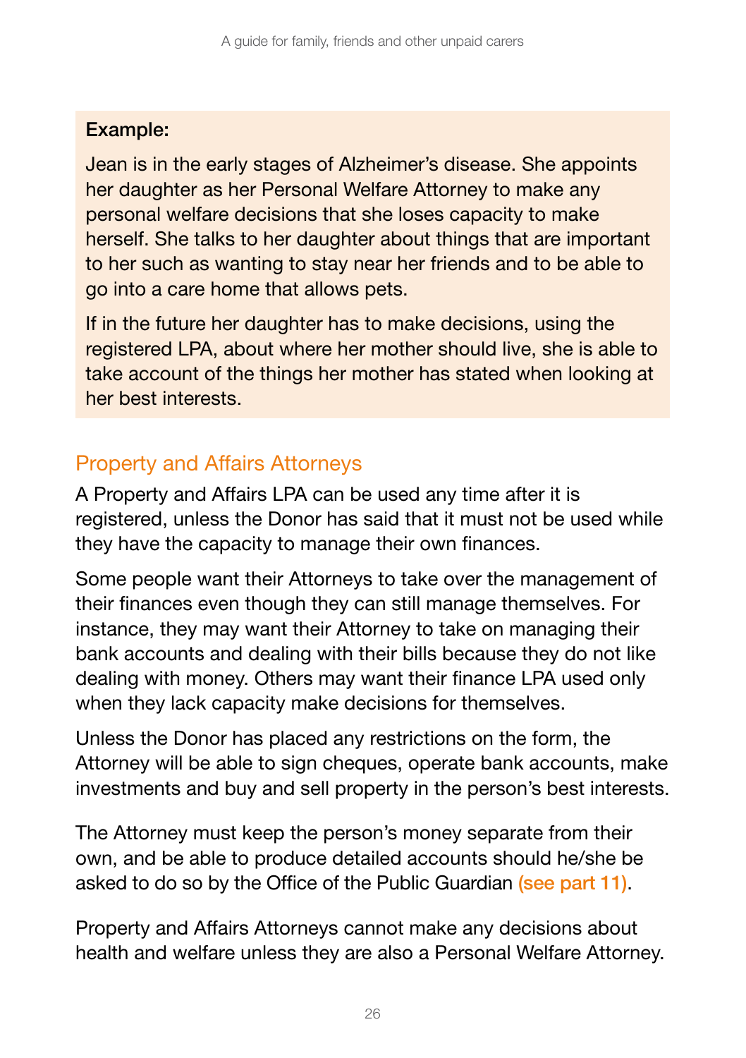**Example:**

Jean is in the early stages of Alzheimer's disease. She appoints her daughter as her Personal Welfare Attorney to make any personal welfare decisions that she loses capacity to make herself. She talks to her daughter about things that are important to her such as wanting to stay near her friends and to be able to go into a care home that allows pets.

If in the future her daughter has to make decisions, using the registered LPA, about where her mother should live, she is able to take account of the things her mother has stated when looking at her best interests.

## Property and Affairs Attorneys

A Property and Affairs LPA can be used any time after it is registered, unless the Donor has said that it must not be used while they have the capacity to manage their own finances.

Some people want their Attorneys to take over the management of their finances even though they can still manage themselves. For instance, they may want their Attorney to take on managing their bank accounts and dealing with their bills because they do not like dealing with money. Others may want their finance LPA used only when they lack capacity make decisions for themselves.

Unless the Donor has placed any restrictions on the form, the Attorney will be able to sign cheques, operate bank accounts, make investments and buy and sell property in the person's best interests.

The Attorney must keep the person's money separate from their own, and be able to produce detailed accounts should he/she be asked to do so by the Office of the Public Guardian (see part 11).

Property and Affairs Attorneys cannot make any decisions about health and welfare unless they are also a Personal Welfare Attorney.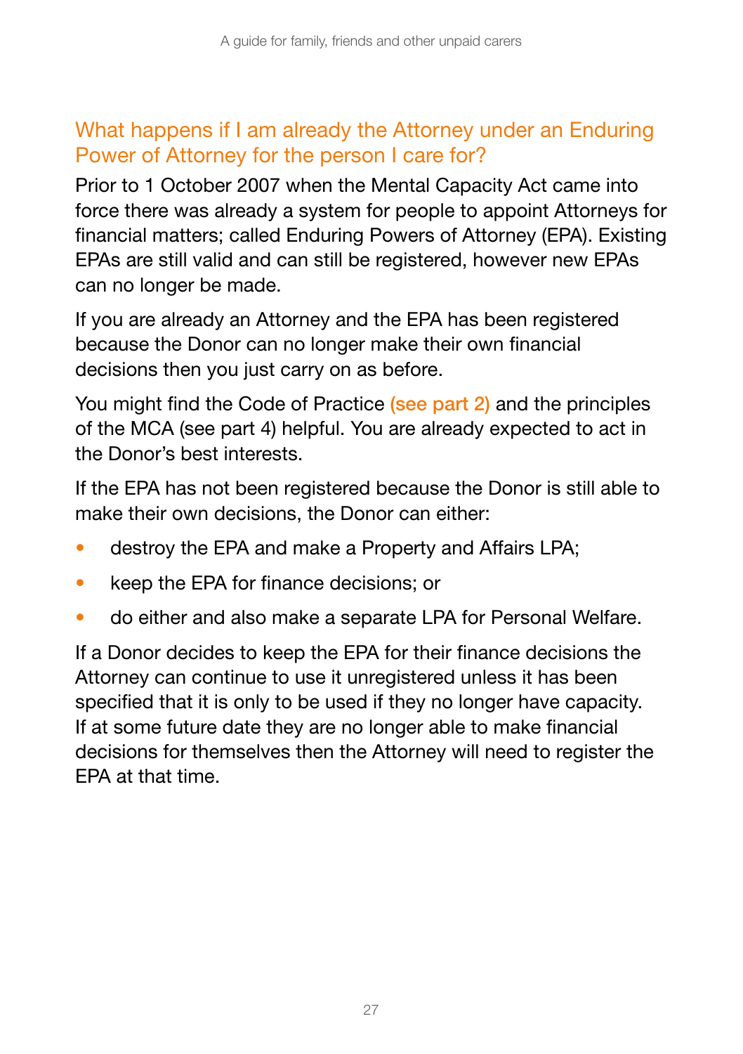## What happens if I am already the Attorney under an Enduring Power of Attorney for the person I care for?

Prior to 1 October 2007 when the Mental Capacity Act came into force there was already a system for people to appoint Attorneys for financial matters; called Enduring Powers of Attorney (EPA). Existing EPAs are still valid and can still be registered, however new EPAs can no longer be made.

If you are already an Attorney and the EPA has been registered because the Donor can no longer make their own financial decisions then you just carry on as before.

You might find the Code of Practice (see part 2) and the principles of the MCA (see part 4) helpful. You are already expected to act in the Donor's best interests.

If the EPA has not been registered because the Donor is still able to make their own decisions, the Donor can either:

- destroy the EPA and make a Property and Affairs LPA;
- keep the EPA for finance decisions; or
- do either and also make a separate LPA for Personal Welfare.

If a Donor decides to keep the EPA for their finance decisions the Attorney can continue to use it unregistered unless it has been specified that it is only to be used if they no longer have capacity. If at some future date they are no longer able to make financial decisions for themselves then the Attorney will need to register the EPA at that time.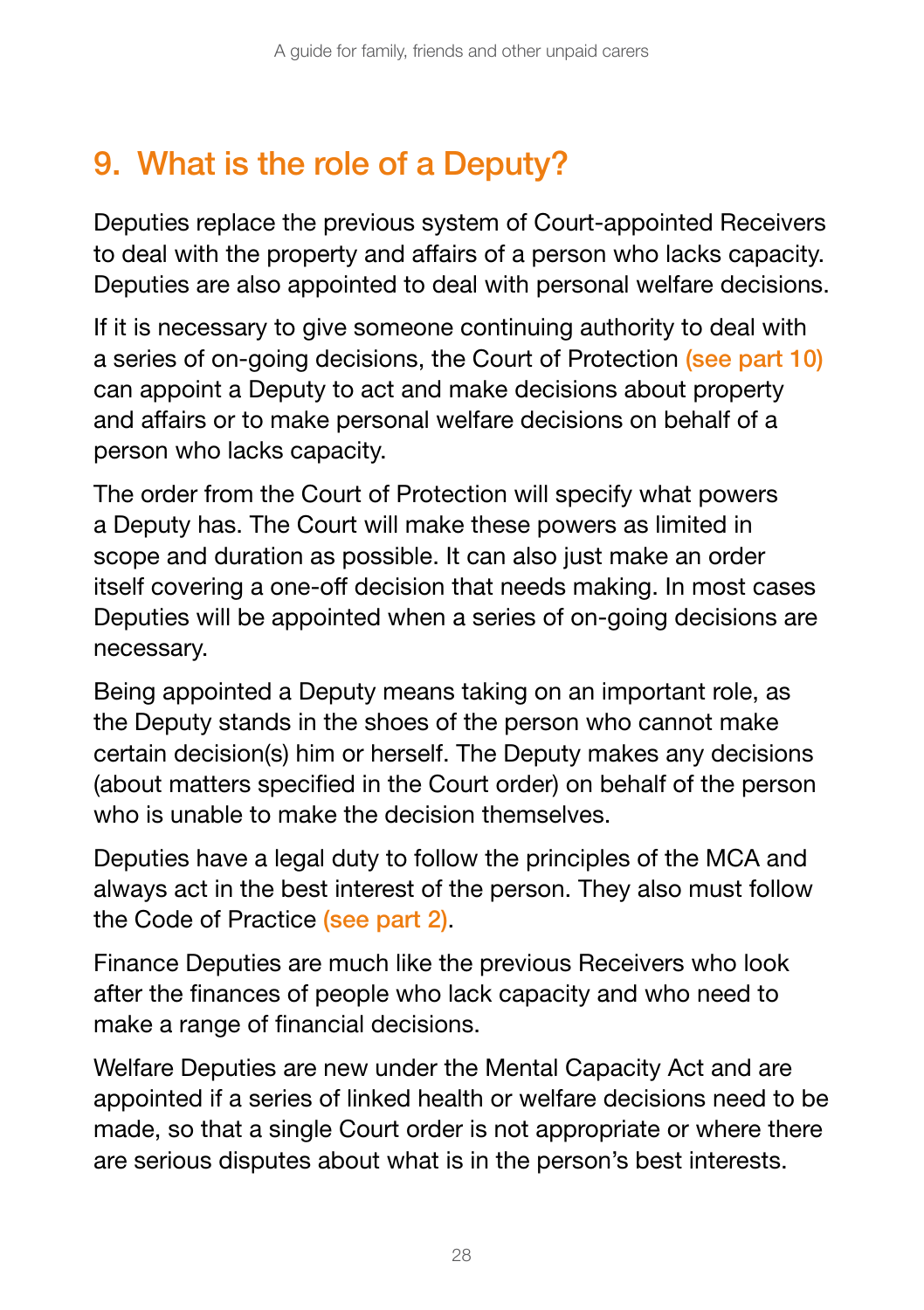## 9. What is the role of a Deputy?

Deputies replace the previous system of Court-appointed Receivers to deal with the property and affairs of a person who lacks capacity. Deputies are also appointed to deal with personal welfare decisions.

If it is necessary to give someone continuing authority to deal with a series of on-going decisions, the Court of Protection (see part 10) can appoint a Deputy to act and make decisions about property and affairs or to make personal welfare decisions on behalf of a person who lacks capacity.

The order from the Court of Protection will specify what powers a Deputy has. The Court will make these powers as limited in scope and duration as possible. It can also just make an order itself covering a one-off decision that needs making. In most cases Deputies will be appointed when a series of on-going decisions are necessary.

Being appointed a Deputy means taking on an important role, as the Deputy stands in the shoes of the person who cannot make certain decision(s) him or herself. The Deputy makes any decisions (about matters specified in the Court order) on behalf of the person who is unable to make the decision themselves.

Deputies have a legal duty to follow the principles of the MCA and always act in the best interest of the person. They also must follow the Code of Practice (see part 2).

Finance Deputies are much like the previous Receivers who look after the finances of people who lack capacity and who need to make a range of financial decisions.

Welfare Deputies are new under the Mental Capacity Act and are appointed if a series of linked health or welfare decisions need to be made, so that a single Court order is not appropriate or where there are serious disputes about what is in the person's best interests.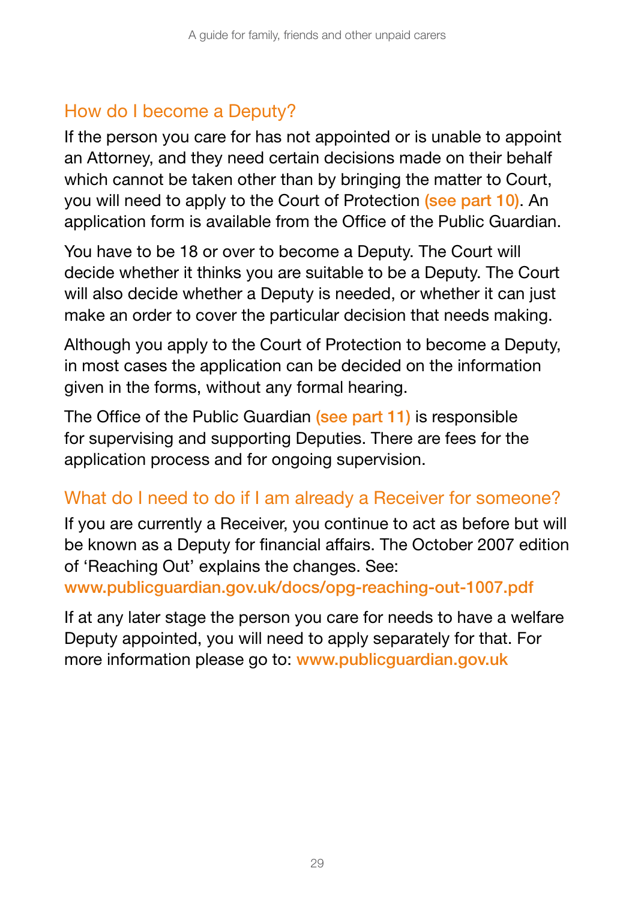## How do I become a Deputy?

If the person you care for has not appointed or is unable to appoint an Attorney, and they need certain decisions made on their behalf which cannot be taken other than by bringing the matter to Court, you will need to apply to the Court of Protection **(see part 10)**. An application form is available from the Office of the Public Guardian.

You have to be 18 or over to become a Deputy. The Court will decide whether it thinks you are suitable to be a Deputy. The Court will also decide whether a Deputy is needed, or whether it can just make an order to cover the particular decision that needs making.

Although you apply to the Court of Protection to become a Deputy, in most cases the application can be decided on the information given in the forms, without any formal hearing.

The Office of the Public Guardian **(see part 11)** is responsible for supervising and supporting Deputies. There are fees for the application process and for ongoing supervision.

## What do I need to do if I am already a Receiver for someone?

If you are currently a Receiver, you continue to act as before but will be known as a Deputy for financial affairs. The October 2007 edition of 'Reaching Out' explains the changes. See: **www.publicguardian.gov.uk/docs/opg-reaching-out-1007.pdf**

If at any later stage the person you care for needs to have a welfare Deputy appointed, you will need to apply separately for that. For more information please go to: **www.publicguardian.gov.uk**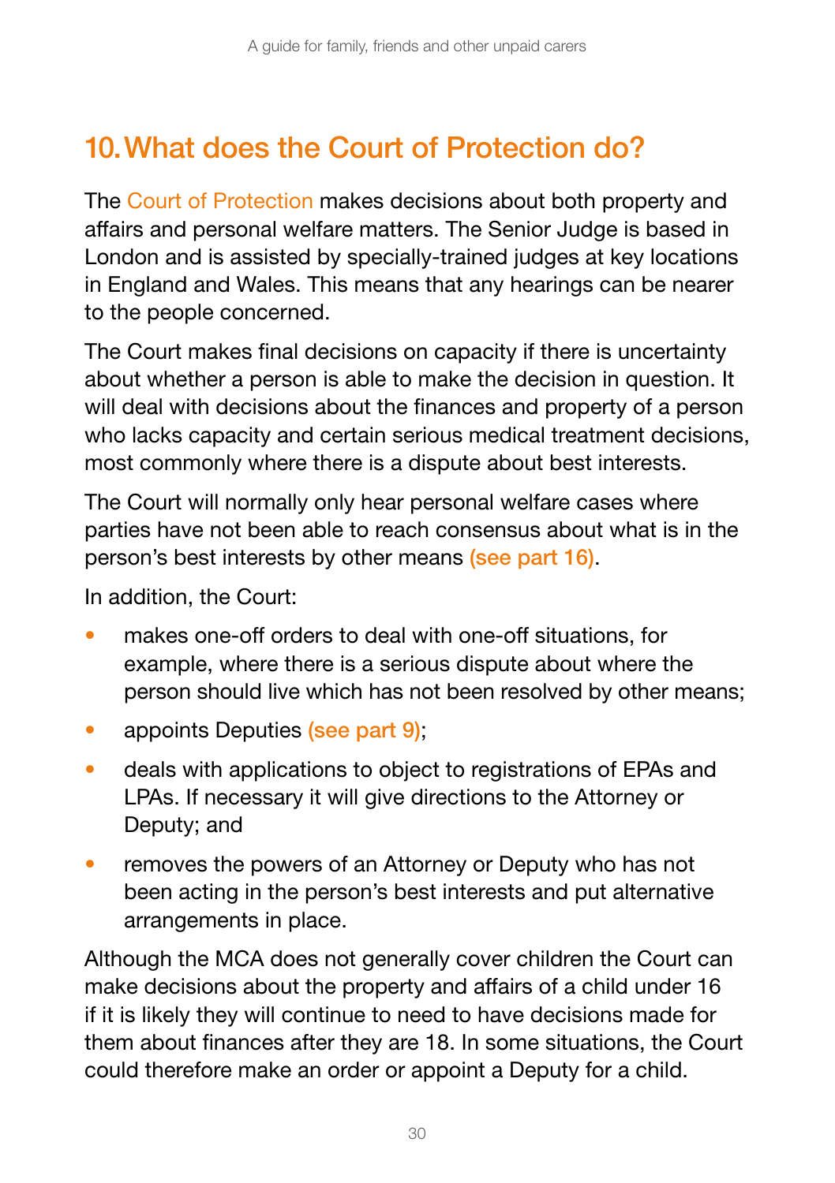## 10. What does the Court of Protection do?

The Court of Protection makes decisions about both property and affairs and personal welfare matters. The Senior Judge is based in London and is assisted by specially-trained judges at key locations in England and Wales. This means that any hearings can be nearer to the people concerned.

The Court makes final decisions on capacity if there is uncertainty about whether a person is able to make the decision in question. It will deal with decisions about the finances and property of a person who lacks capacity and certain serious medical treatment decisions, most commonly where there is a dispute about best interests.

The Court will normally only hear personal welfare cases where parties have not been able to reach consensus about what is in the person's best interests by other means (see part 16).

In addition, the Court:

- makes one-off orders to deal with one-off situations, for example, where there is a serious dispute about where the person should live which has not been resolved by other means;
- appoints Deputies (see part 9);
- deals with applications to object to registrations of EPAs and LPAs. If necessary it will give directions to the Attorney or Deputy; and
- removes the powers of an Attorney or Deputy who has not been acting in the person's best interests and put alternative arrangements in place.

Although the MCA does not generally cover children the Court can make decisions about the property and affairs of a child under 16 if it is likely they will continue to need to have decisions made for them about finances after they are 18. In some situations, the Court could therefore make an order or appoint a Deputy for a child.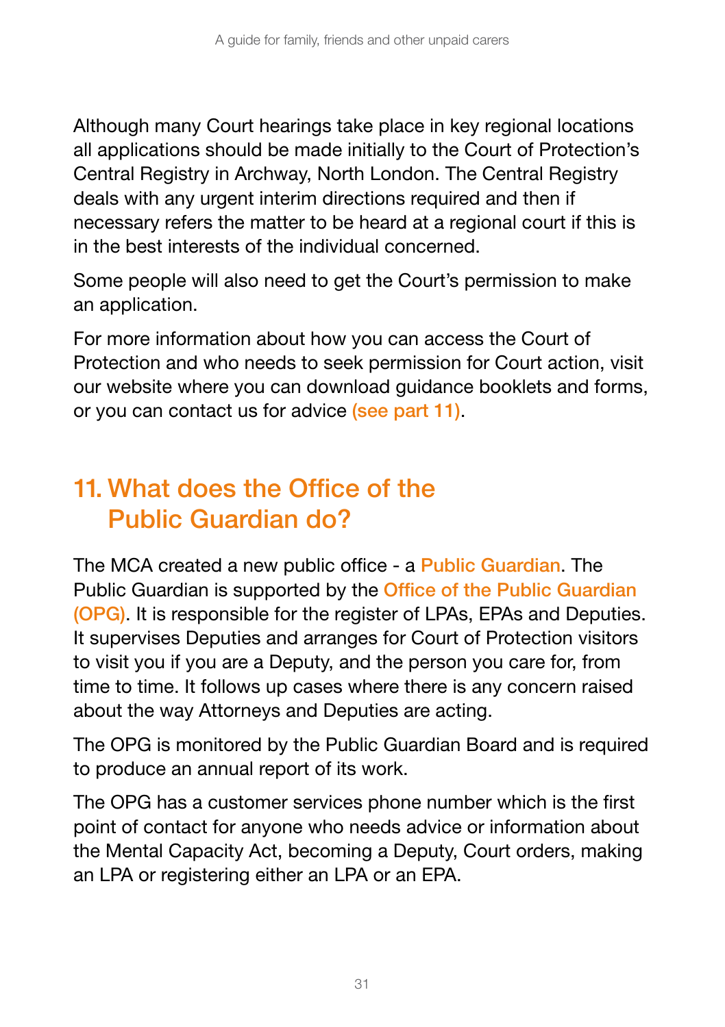Although many Court hearings take place in key regional locations all applications should be made initially to the Court of Protection's Central Registry in Archway, North London. The Central Registry deals with any urgent interim directions required and then if necessary refers the matter to be heard at a regional court if this is in the best interests of the individual concerned.

Some people will also need to get the Court's permission to make an application.

For more information about how you can access the Court of Protection and who needs to seek permission for Court action, visit our website where you can download guidance booklets and forms, or you can contact us for advice (see part 11).

## 11. What does the Office of the Public Guardian do?

The MCA created a new public office - a Public Guardian. The Public Guardian is supported by the Office of the Public Guardian (OPG). It is responsible for the register of LPAs, EPAs and Deputies. It supervises Deputies and arranges for Court of Protection visitors to visit you if you are a Deputy, and the person you care for, from time to time. It follows up cases where there is any concern raised about the way Attorneys and Deputies are acting.

The OPG is monitored by the Public Guardian Board and is required to produce an annual report of its work.

The OPG has a customer services phone number which is the first point of contact for anyone who needs advice or information about the Mental Capacity Act, becoming a Deputy, Court orders, making an LPA or registering either an LPA or an EPA.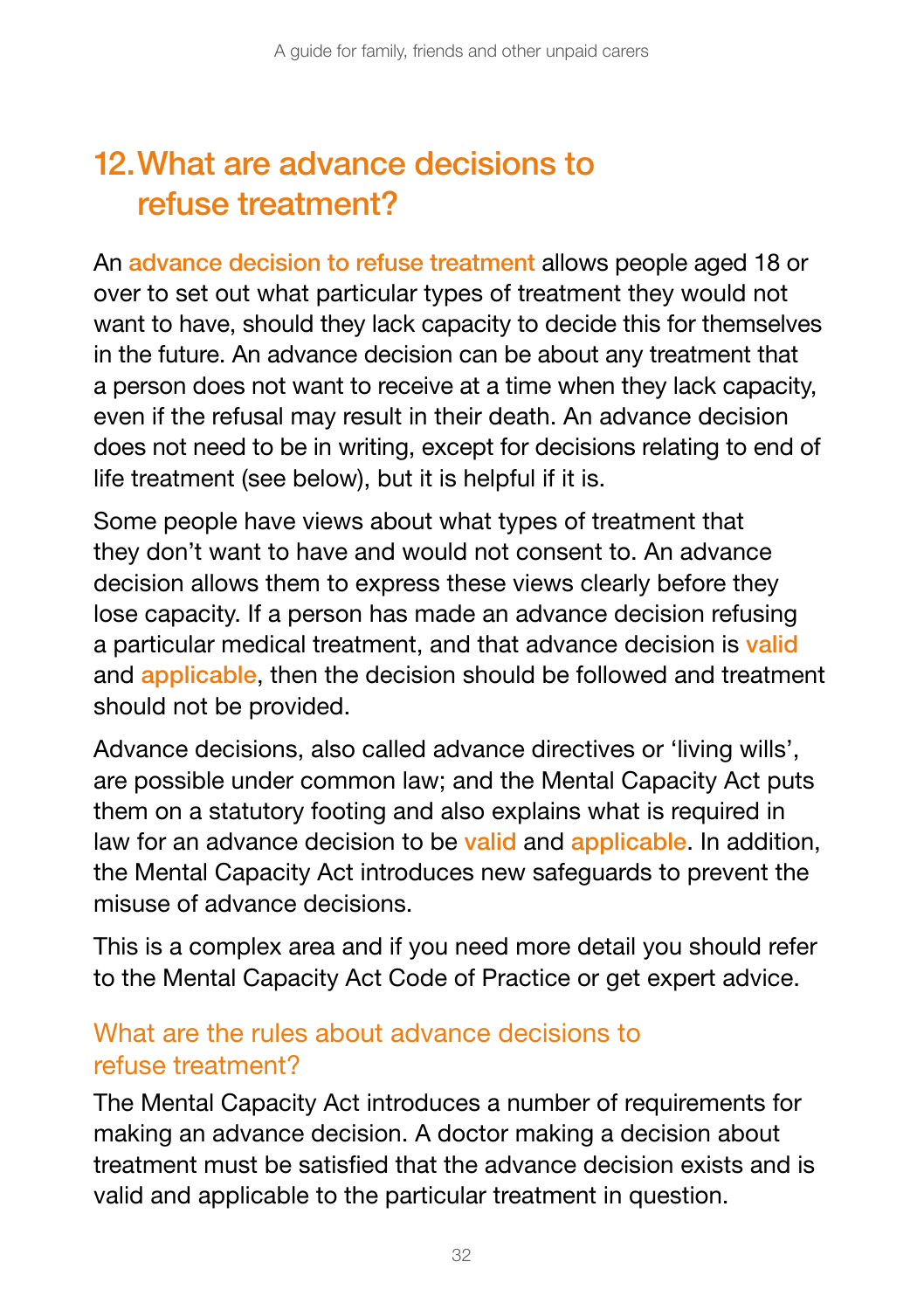## 12. What are advance decisions to refuse treatment?

An advance decision to refuse treatment allows people aged 18 or over to set out what particular types of treatment they would not want to have, should they lack capacity to decide this for themselves in the future. An advance decision can be about any treatment that a person does not want to receive at a time when they lack capacity, even if the refusal may result in their death. An advance decision does not need to be in writing, except for decisions relating to end of life treatment (see below), but it is helpful if it is.

Some people have views about what types of treatment that they don't want to have and would not consent to. An advance decision allows them to express these views clearly before they lose capacity. If a person has made an advance decision refusing a particular medical treatment, and that advance decision is valid and applicable, then the decision should be followed and treatment should not be provided.

Advance decisions, also called advance directives or 'living wills', are possible under common law; and the Mental Capacity Act puts them on a statutory footing and also explains what is required in law for an advance decision to be valid and applicable. In addition, the Mental Capacity Act introduces new safeguards to prevent the misuse of advance decisions.

This is a complex area and if you need more detail you should refer to the Mental Capacity Act Code of Practice or get expert advice.

### What are the rules about advance decisions to refuse treatment?

The Mental Capacity Act introduces a number of requirements for making an advance decision. A doctor making a decision about treatment must be satisfied that the advance decision exists and is valid and applicable to the particular treatment in question.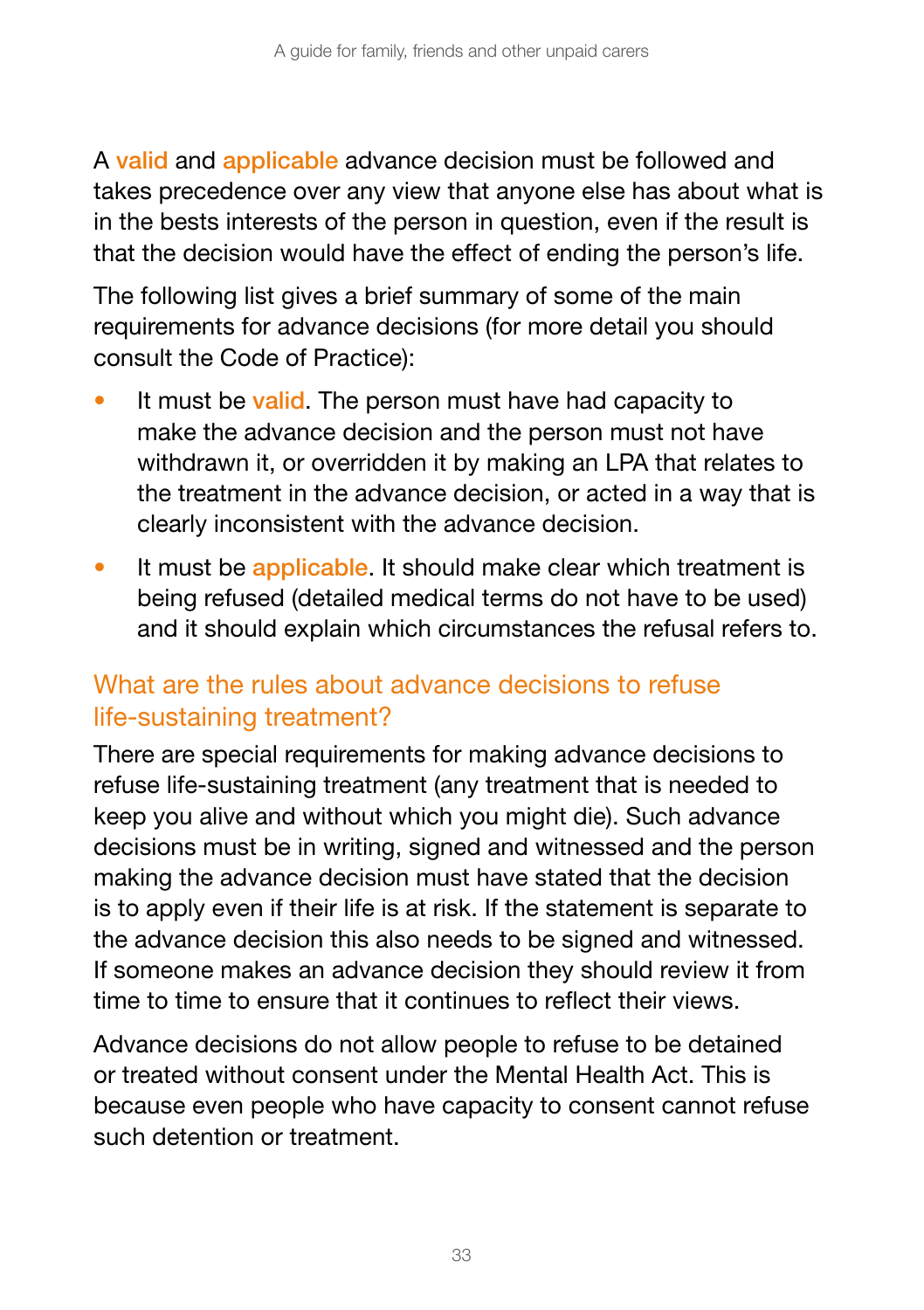A valid and applicable advance decision must be followed and takes precedence over any view that anyone else has about what is in the bests interests of the person in question, even if the result is that the decision would have the effect of ending the person's life.

The following list gives a brief summary of some of the main requirements for advance decisions (for more detail you should consult the Code of Practice):

- It must be valid. The person must have had capacity to make the advance decision and the person must not have withdrawn it, or overridden it by making an LPA that relates to the treatment in the advance decision, or acted in a way that is clearly inconsistent with the advance decision.
- It must be applicable. It should make clear which treatment is being refused (detailed medical terms do not have to be used) and it should explain which circumstances the refusal refers to.

## What are the rules about advance decisions to refuse life-sustaining treatment?

There are special requirements for making advance decisions to refuse life-sustaining treatment (any treatment that is needed to keep you alive and without which you might die). Such advance decisions must be in writing, signed and witnessed and the person making the advance decision must have stated that the decision is to apply even if their life is at risk. If the statement is separate to the advance decision this also needs to be signed and witnessed. If someone makes an advance decision they should review it from time to time to ensure that it continues to reflect their views.

Advance decisions do not allow people to refuse to be detained or treated without consent under the Mental Health Act. This is because even people who have capacity to consent cannot refuse such detention or treatment.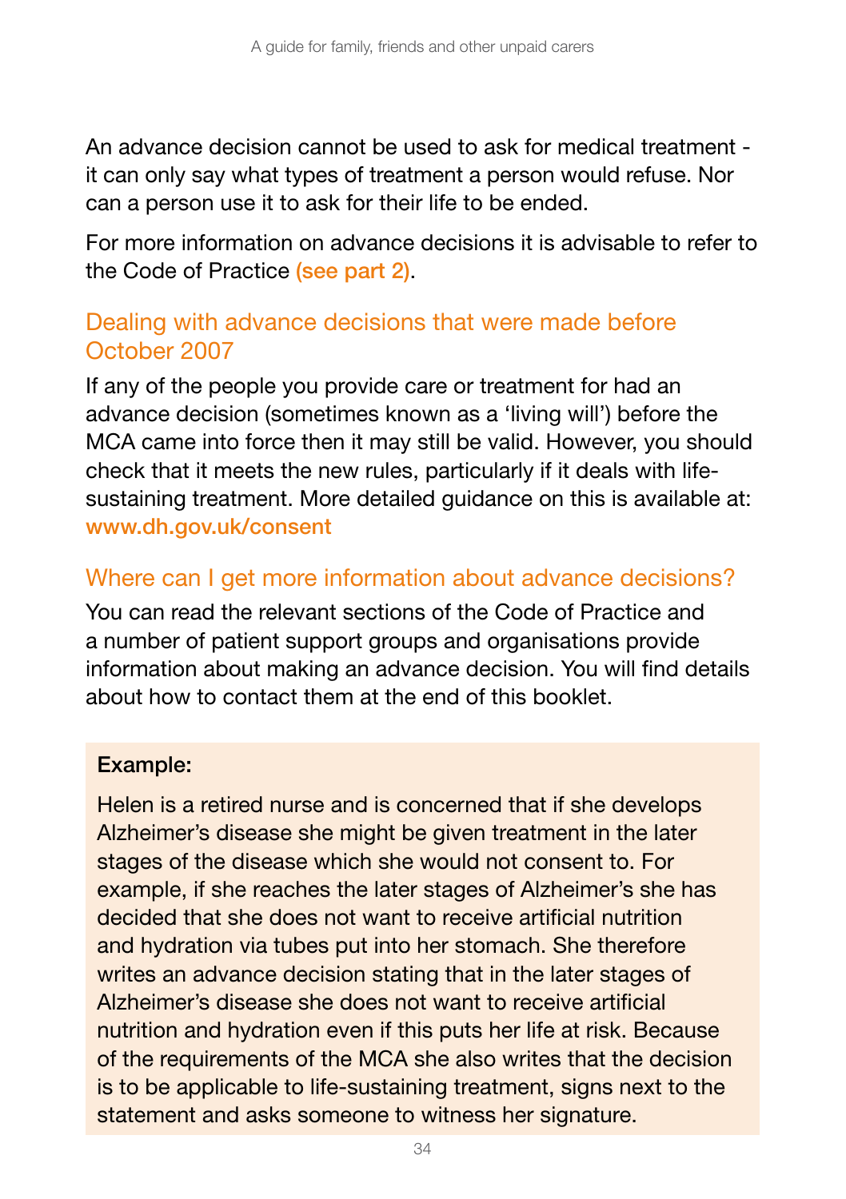An advance decision cannot be used to ask for medical treatment - it can only say what types of treatment a person would refuse. Nor can a person use it to ask for their life to be ended.

For more information on advance decisions it is advisable to refer to the Code of Practice (see part 2).

## Dealing with advance decisions that were made before October 2007

If any of the people you provide care or treatment for had an advance decision (sometimes known as a 'living will') before the MCA came into force then it may still be valid. However, you should check that it meets the new rules, particularly if it deals with life-sustaining treatment. More detailed guidance on this is available at: **www.dh.gov.uk/consent**

## Where can I get more information about advance decisions?

You can read the relevant sections of the Code of Practice and a number of patient support groups and organisations provide information about making an advance decision. You will find details about how to contact them at the end of this booklet.

**Example:**

Helen is a retired nurse and is concerned that if she develops Alzheimer's disease she might be given treatment in the later stages of the disease which she would not consent to. For example, if she reaches the later stages of Alzheimer's she has decided that she does not want to receive artificial nutrition and hydration via tubes put into her stomach. She therefore writes an advance decision stating that in the later stages of Alzheimer's disease she does not want to receive artificial nutrition and hydration even if this puts her life at risk. Because of the requirements of the MCA she also writes that the decision is to be applicable to life-sustaining treatment, signs next to the statement and asks someone to witness her signature.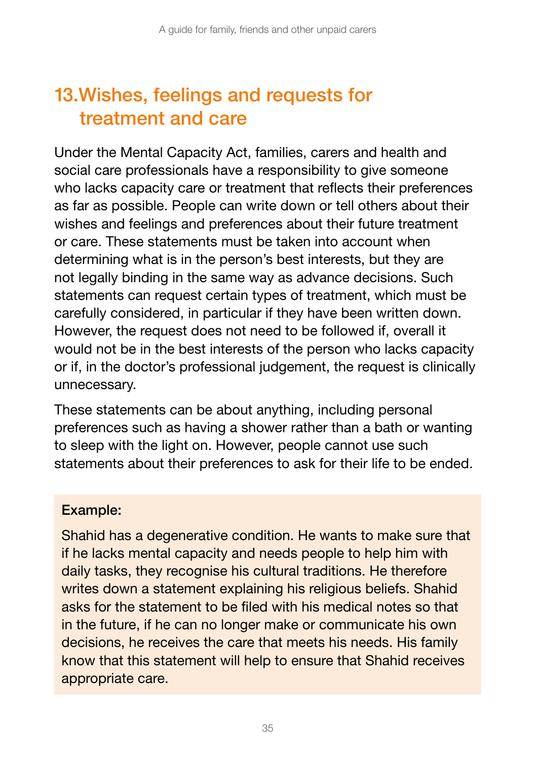## 13. Wishes, feelings and requests for treatment and care

Under the Mental Capacity Act, families, carers and health and social care professionals have a responsibility to give someone who lacks capacity care or treatment that reflects their preferences as far as possible. People can write down or tell others about their wishes and feelings and preferences about their future treatment or care. These statements must be taken into account when determining what is in the person's best interests, but they are not legally binding in the same way as advance decisions. Such statements can request certain types of treatment, which must be carefully considered, in particular if they have been written down. However, the request does not need to be followed if, overall it would not be in the best interests of the person who lacks capacity or if, in the doctor's professional judgement, the request is clinically unnecessary.

These statements can be about anything, including personal preferences such as having a shower rather than a bath or wanting to sleep with the light on. However, people cannot use such statements about their preferences to ask for their life to be ended.

**Example:**

Shahid has a degenerative condition. He wants to make sure that if he lacks mental capacity and needs people to help him with daily tasks, they recognise his cultural traditions. He therefore writes down a statement explaining his religious beliefs. Shahid asks for the statement to be filed with his medical notes so that in the future, if he can no longer make or communicate his own decisions, he receives the care that meets his needs. His family know that this statement will help to ensure that Shahid receives appropriate care.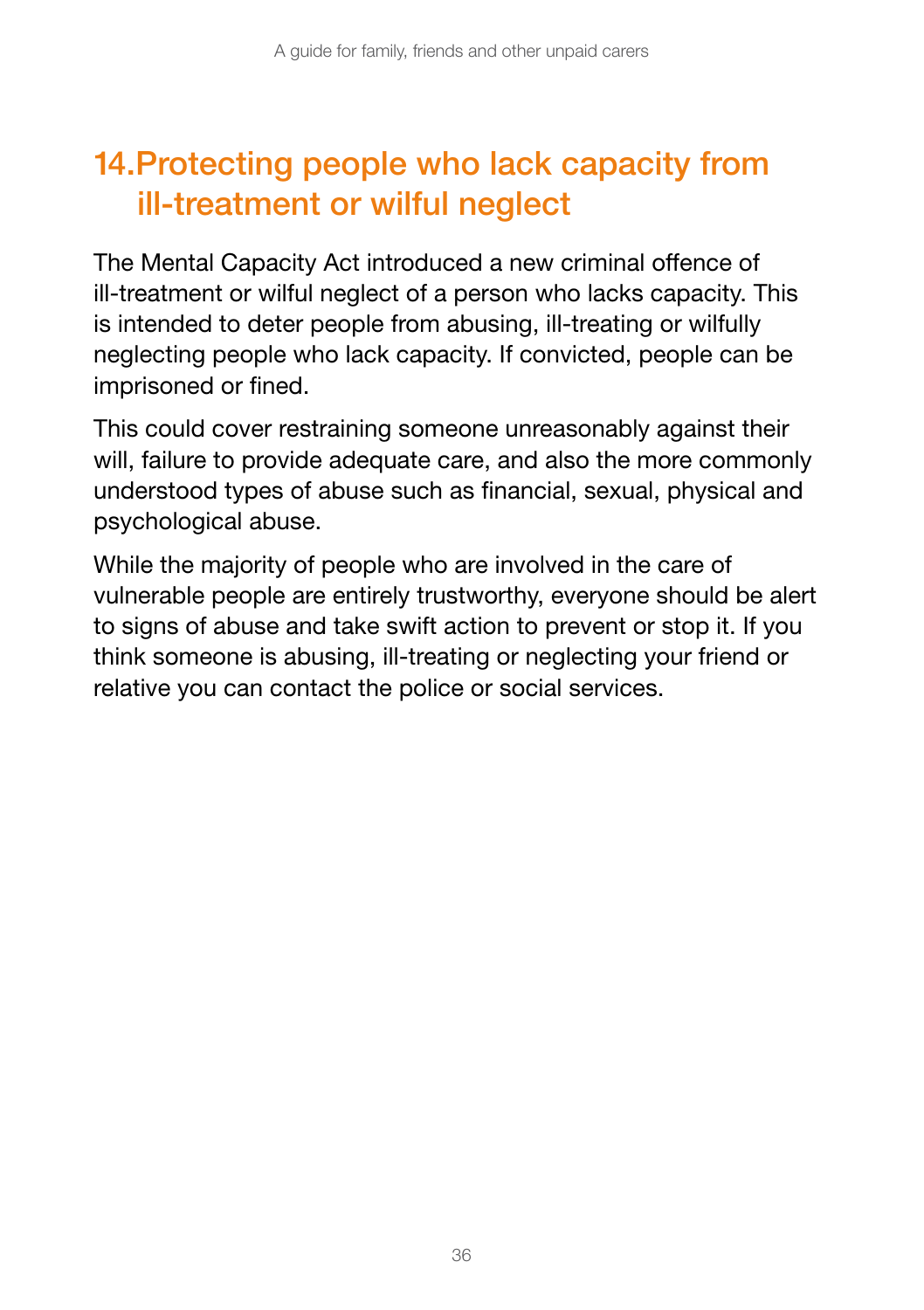## 14. Protecting people who lack capacity from ill-treatment or wilful neglect

The Mental Capacity Act introduced a new criminal offence of ill-treatment or wilful neglect of a person who lacks capacity. This is intended to deter people from abusing, ill-treating or wilfully neglecting people who lack capacity. If convicted, people can be imprisoned or fined.

This could cover restraining someone unreasonably against their will, failure to provide adequate care, and also the more commonly understood types of abuse such as financial, sexual, physical and psychological abuse.

While the majority of people who are involved in the care of vulnerable people are entirely trustworthy, everyone should be alert to signs of abuse and take swift action to prevent or stop it. If you think someone is abusing, ill-treating or neglecting your friend or relative you can contact the police or social services.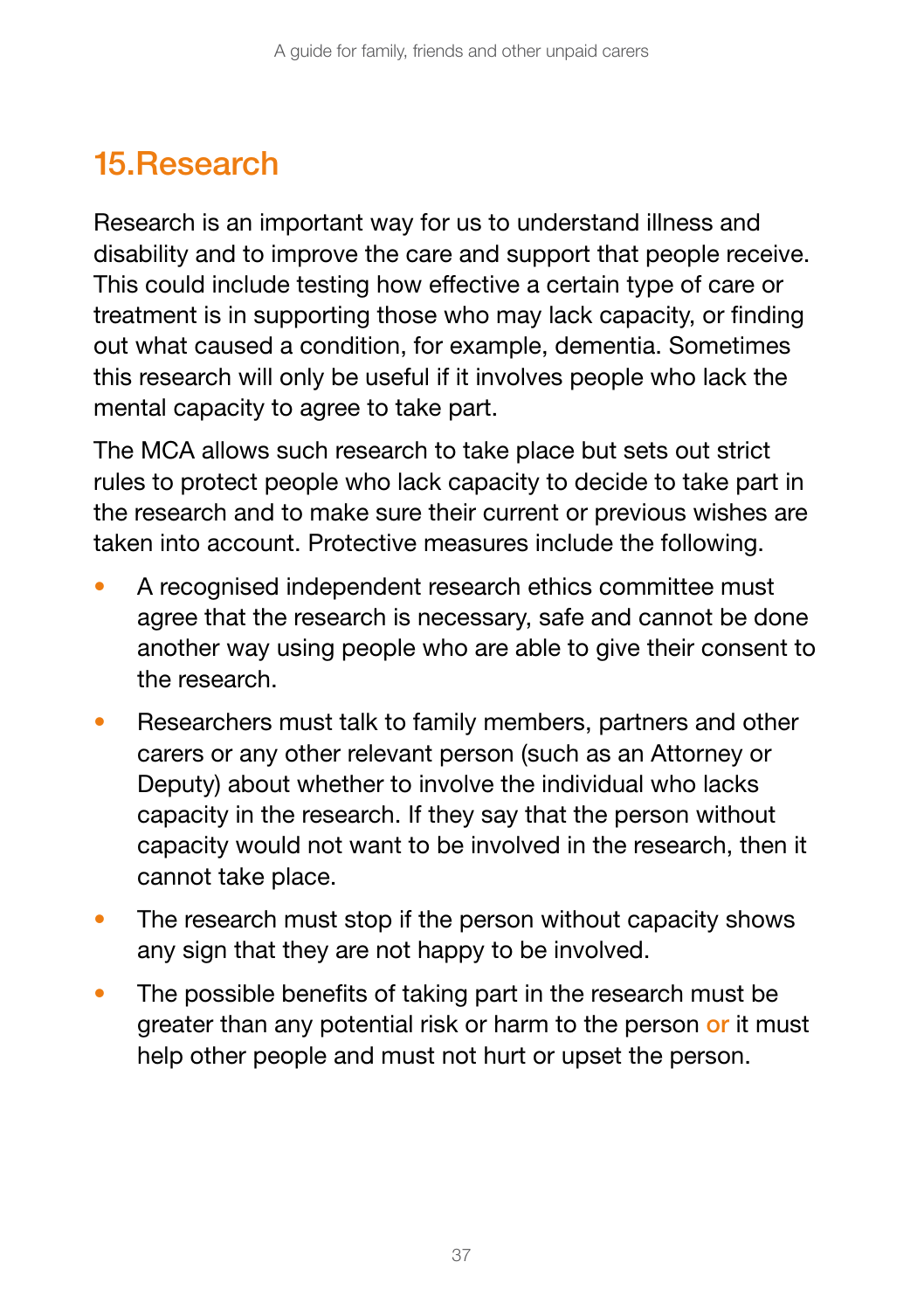## 15. Research

Research is an important way for us to understand illness and disability and to improve the care and support that people receive. This could include testing how effective a certain type of care or treatment is in supporting those who may lack capacity, or finding out what caused a condition, for example, dementia. Sometimes this research will only be useful if it involves people who lack the mental capacity to agree to take part.

The MCA allows such research to take place but sets out strict rules to protect people who lack capacity to decide to take part in the research and to make sure their current or previous wishes are taken into account. Protective measures include the following.

- A recognised independent research ethics committee must agree that the research is necessary, safe and cannot be done another way using people who are able to give their consent to the research.
- Researchers must talk to family members, partners and other carers or any other relevant person (such as an Attorney or Deputy) about whether to involve the individual who lacks capacity in the research. If they say that the person without capacity would not want to be involved in the research, then it cannot take place.
- The research must stop if the person without capacity shows any sign that they are not happy to be involved.
- The possible benefits of taking part in the research must be greater than any potential risk or harm to the person **or** it must help other people and must not hurt or upset the person.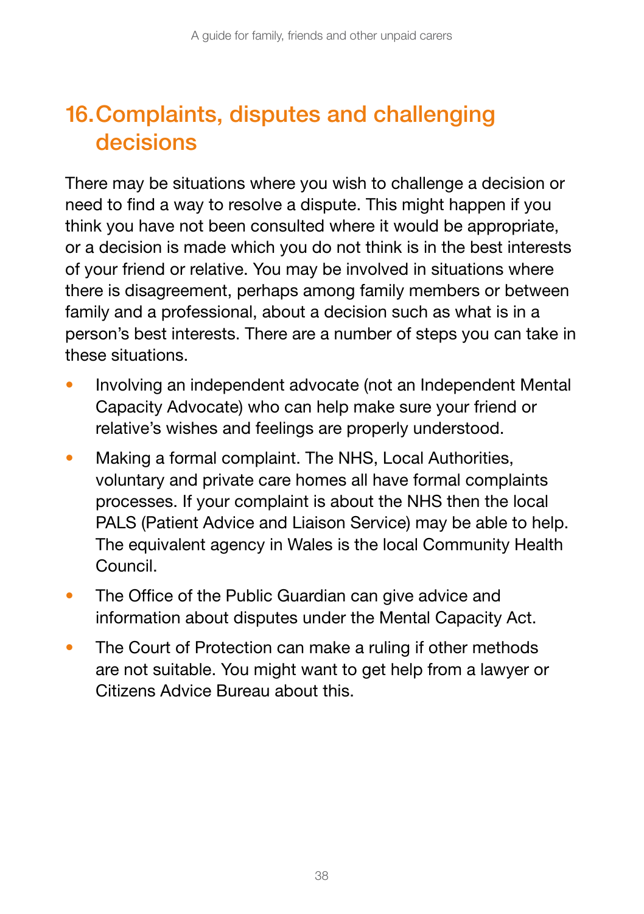# 16. Complaints, disputes and challenging decisions

There may be situations where you wish to challenge a decision or need to find a way to resolve a dispute. This might happen if you think you have not been consulted where it would be appropriate, or a decision is made which you do not think is in the best interests of your friend or relative. You may be involved in situations where there is disagreement, perhaps among family members or between family and a professional, about a decision such as what is in a person's best interests. There are a number of steps you can take in these situations.

- Involving an independent advocate (not an Independent Mental Capacity Advocate) who can help make sure your friend or relative's wishes and feelings are properly understood.
- Making a formal complaint. The NHS, Local Authorities, voluntary and private care homes all have formal complaints processes. If your complaint is about the NHS then the local PALS (Patient Advice and Liaison Service) may be able to help. The equivalent agency in Wales is the local Community Health Council.
- The Office of the Public Guardian can give advice and information about disputes under the Mental Capacity Act.
- The Court of Protection can make a ruling if other methods are not suitable. You might want to get help from a lawyer or Citizens Advice Bureau about this.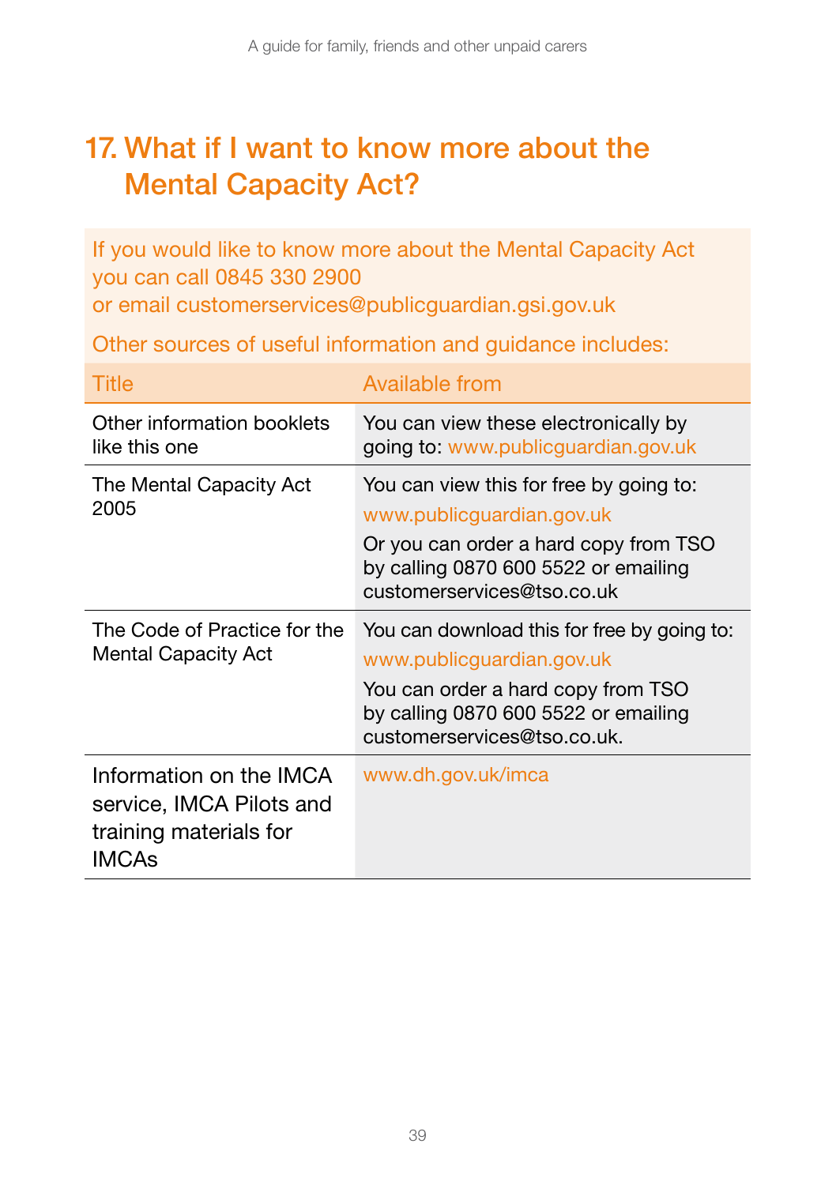## 17. What if I want to know more about the Mental Capacity Act?

If you would like to know more about the Mental Capacity Act you can call 0845 330 2900
or email customerservices@publicguardian.gsi.gov.uk

Other sources of useful information and guidance includes:

| Title | Available from |
|---|---|
| Other information booklets like this one | You can view these electronically by going to: www.publicguardian.gov.uk |
| The Mental Capacity Act 2005 | You can view this for free by going to: www.publicguardian.gov.uk Or you can order a hard copy from TSO by calling 0870 600 5522 or emailing customerservices@tso.co.uk |
| The Code of Practice for the Mental Capacity Act | You can download this for free by going to: www.publicguardian.gov.uk You can order a hard copy from TSO by calling 0870 600 5522 or emailing customerservices@tso.co.uk. |
| Information on the IMCA service, IMCA Pilots and training materials for IMCAs | www.dh.gov.uk/imca |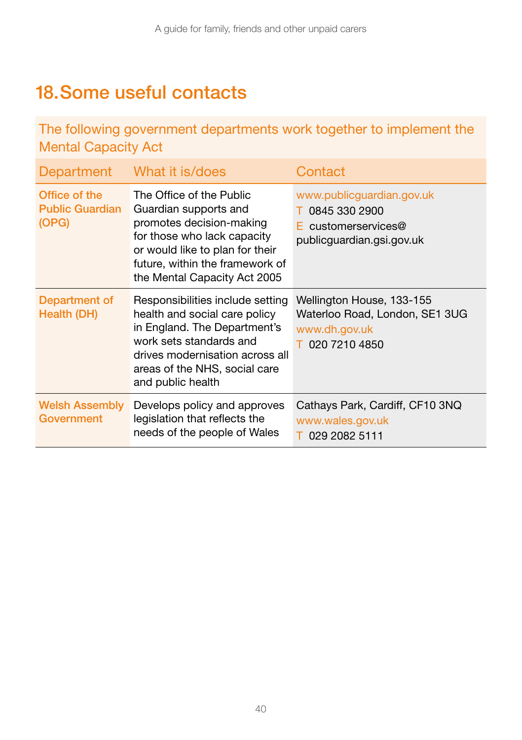# 18. Some useful contacts

The following government departments work together to implement the Mental Capacity Act

| Department | What it is/does | Contact |
| --- | --- | --- |
| Office of the Public Guardian (OPG) | The Office of the Public Guardian supports and promotes decision-making for those who lack capacity or would like to plan for their future, within the framework of the Mental Capacity Act 2005 | www.publicguardian.gov.uk<br>T 0845 330 2900<br>E customerservices@publicguardian.gsi.gov.uk |
| Department of Health (DH) | Responsibilities include setting health and social care policy in England. The Department's work sets standards and drives modernisation across all areas of the NHS, social care and public health | Wellington House, 133-155 Waterloo Road, London, SE1 3UG<br>www.dh.gov.uk<br>T 020 7210 4850 |
| Welsh Assembly Government | Develops policy and approves legislation that reflects the needs of the people of Wales | Cathays Park, Cardiff, CF10 3NQ<br>www.wales.gov.uk<br>T 029 2082 5111 |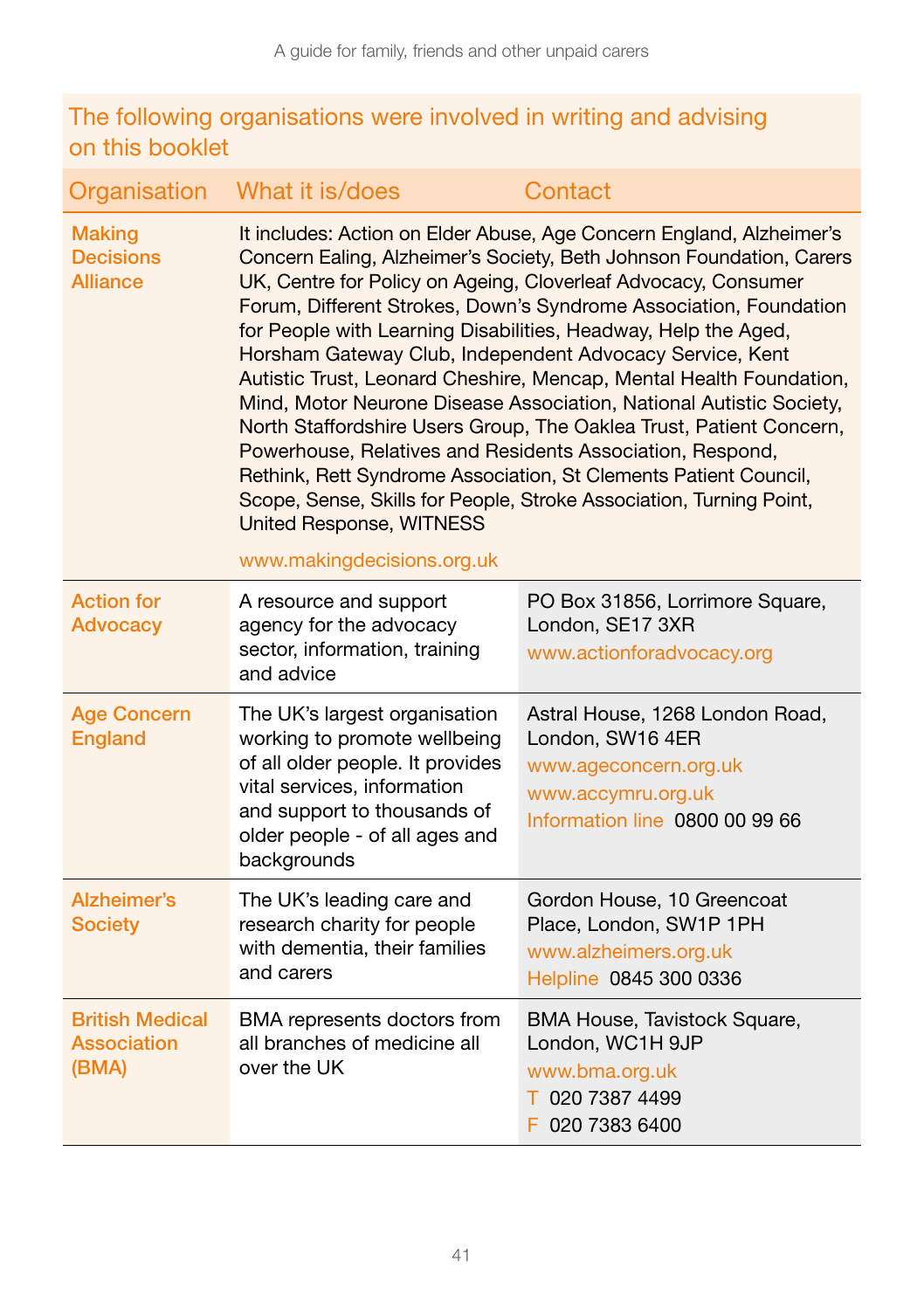## The following organisations were involved in writing and advising on this booklet

| Organisation | What it is/does | Contact |
|---|---|---|
| Making Decisions Alliance | It includes: Action on Elder Abuse, Age Concern England, Alzheimer's Concern Ealing, Alzheimer's Society, Beth Johnson Foundation, Carers UK, Centre for Policy on Ageing, Cloverleaf Advocacy, Consumer Forum, Different Strokes, Down's Syndrome Association, Foundation for People with Learning Disabilities, Headway, Help the Aged, Horsham Gateway Club, Independent Advocacy Service, Kent Autistic Trust, Leonard Cheshire, Mencap, Mental Health Foundation, Mind, Motor Neurone Disease Association, National Autistic Society, North Staffordshire Users Group, The Oaklea Trust, Patient Concern, Powerhouse, Relatives and Residents Association, Respond, Rethink, Rett Syndrome Association, St Clements Patient Council, Scope, Sense, Skills for People, Stroke Association, Turning Point, United Response, WITNESS<br><br>www.makingdecisions.org.uk | |
| Action for Advocacy | A resource and support agency for the advocacy sector, information, training and advice | PO Box 31856, Lorrimore Square, London, SE17 3XR<br>www.actionforadvocacy.org |
| Age Concern England | The UK's largest organisation working to promote wellbeing of all older people. It provides vital services, information and support to thousands of older people - of all ages and backgrounds | Astral House, 1268 London Road, London, SW16 4ER<br>www.ageconcern.org.uk<br>www.accymru.org.uk<br>Information line 0800 00 99 66 |
| Alzheimer's Society | The UK's leading care and research charity for people with dementia, their families and carers | Gordon House, 10 Greencoat Place, London, SW1P 1PH<br>www.alzheimers.org.uk<br>Helpline 0845 300 0336 |
| British Medical Association (BMA) | BMA represents doctors from all branches of medicine all over the UK | BMA House, Tavistock Square, London, WC1H 9JP<br>www.bma.org.uk<br>T 020 7387 4499<br>F 020 7383 6400 |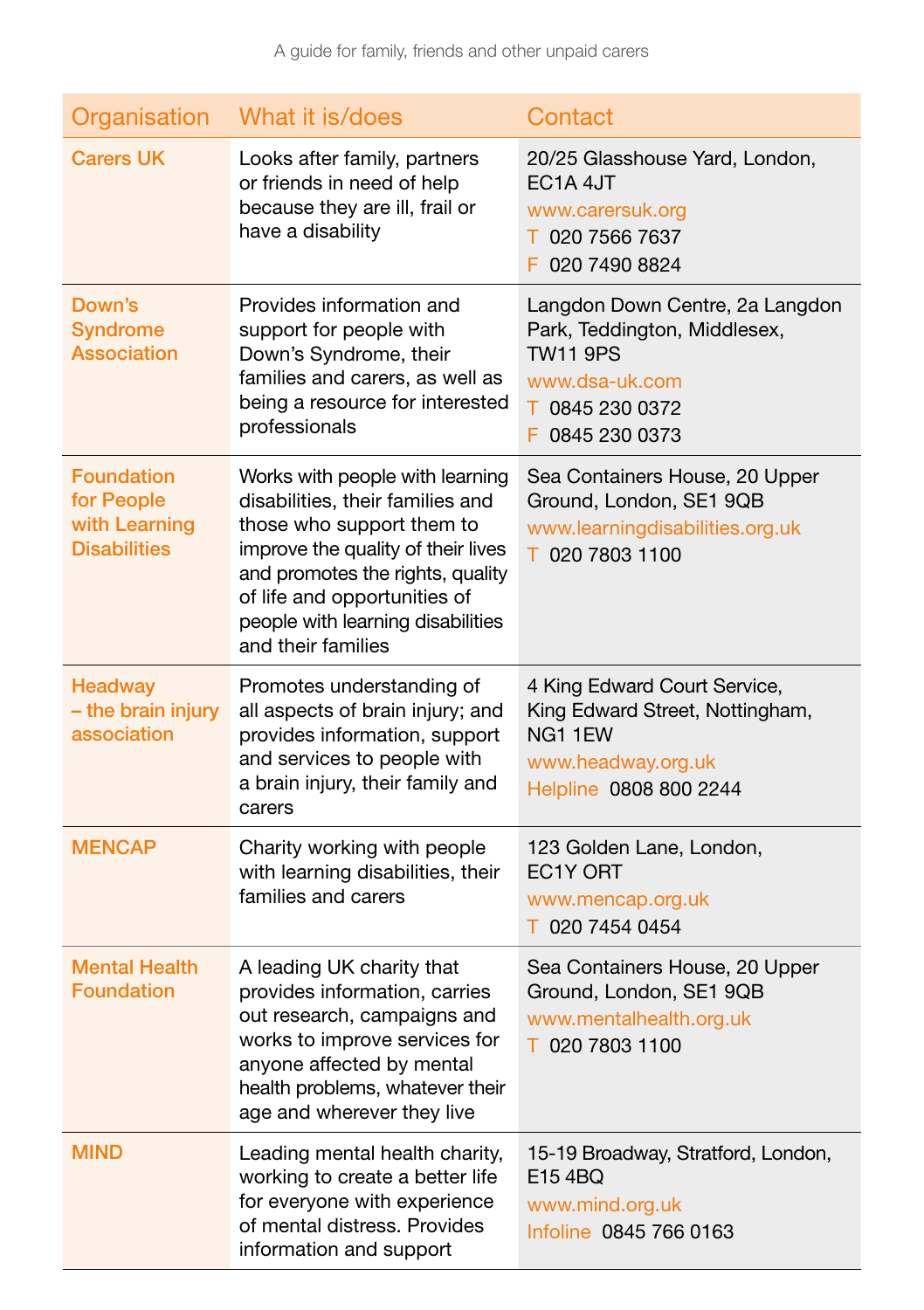| Organisation | What it is/does | Contact |
| --- | --- | --- |
| Carers UK | Looks after family, partners or friends in need of help because they are ill, frail or have a disability | 20/25 Glasshouse Yard, London, EC1A 4JT<br>www.carersuk.org<br>T 020 7566 7637<br>F 020 7490 8824 |
| Down's Syndrome Association | Provides information and support for people with Down's Syndrome, their families and carers, as well as being a resource for interested professionals | Langdon Down Centre, 2a Langdon Park, Teddington, Middlesex, TW11 9PS<br>www.dsa-uk.com<br>T 0845 230 0372<br>F 0845 230 0373 |
| Foundation for People with Learning Disabilities | Works with people with learning disabilities, their families and those who support them to improve the quality of their lives and promotes the rights, quality of life and opportunities of people with learning disabilities and their families | Sea Containers House, 20 Upper Ground, London, SE1 9QB<br>www.learningdisabilities.org.uk<br>T 020 7803 1100 |
| Headway – the brain injury association | Promotes understanding of all aspects of brain injury; and provides information, support and services to people with a brain injury, their family and carers | 4 King Edward Court Service, King Edward Street, Nottingham, NG1 1EW<br>www.headway.org.uk<br>Helpline 0808 800 2244 |
| MENCAP | Charity working with people with learning disabilities, their families and carers | 123 Golden Lane, London, EC1Y ORT<br>www.mencap.org.uk<br>T 020 7454 0454 |
| Mental Health Foundation | A leading UK charity that provides information, carries out research, campaigns and works to improve services for anyone affected by mental health problems, whatever their age and wherever they live | Sea Containers House, 20 Upper Ground, London, SE1 9QB<br>www.mentalhealth.org.uk<br>T 020 7803 1100 |
| MIND | Leading mental health charity, working to create a better life for everyone with experience of mental distress. Provides information and support | 15-19 Broadway, Stratford, London, E15 4BQ<br>www.mind.org.uk<br>Infoline 0845 766 0163 |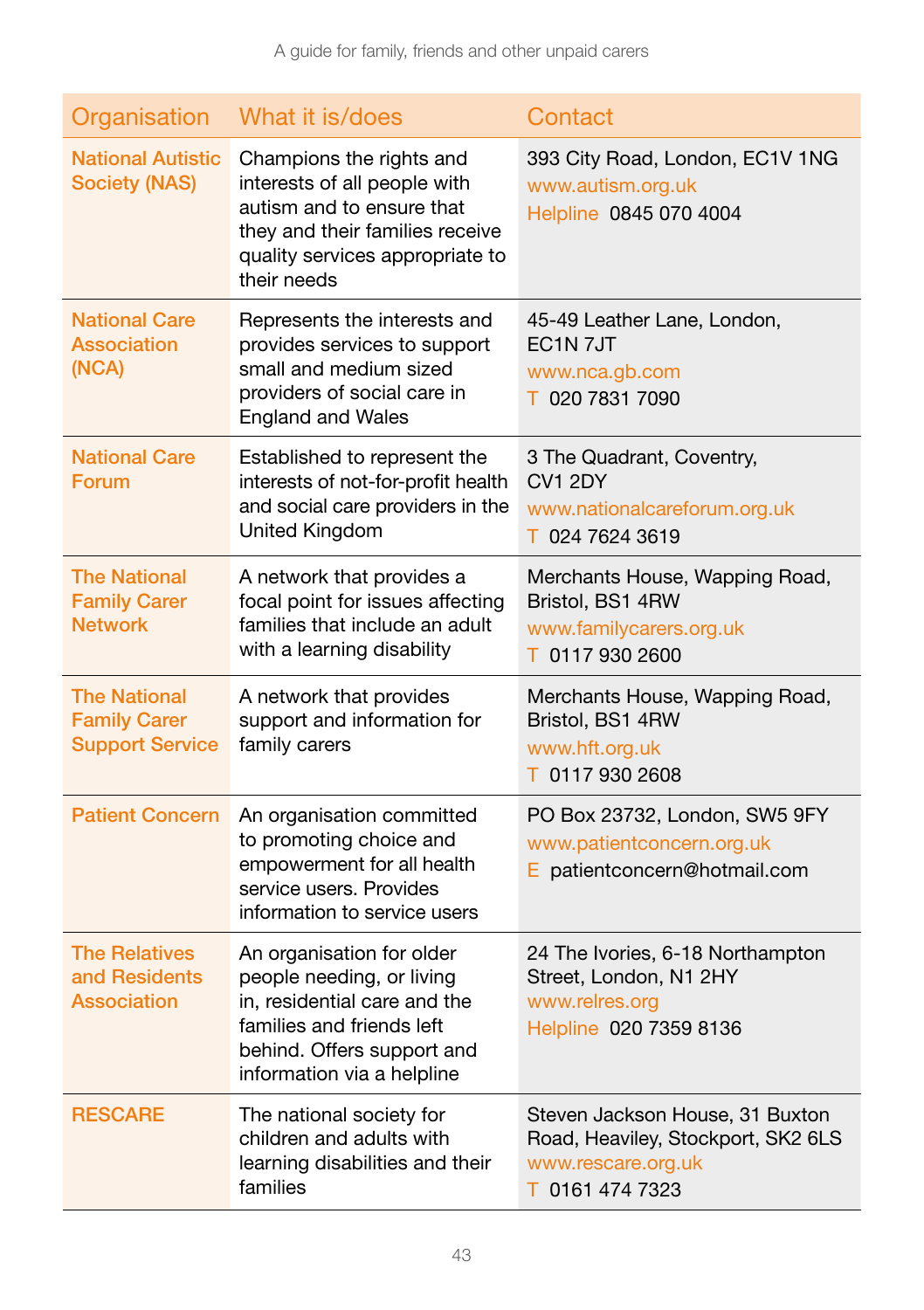| Organisation | What it is/does | Contact |
|---|---|---|
| National Autistic Society (NAS) | Champions the rights and interests of all people with autism and to ensure that they and their families receive quality services appropriate to their needs | 393 City Road, London, EC1V 1NG<br>www.autism.org.uk<br>Helpline 0845 070 4004 |
| National Care Association (NCA) | Represents the interests and provides services to support small and medium sized providers of social care in England and Wales | 45-49 Leather Lane, London, EC1N 7JT<br>www.nca.gb.com<br>T 020 7831 7090 |
| National Care Forum | Established to represent the interests of not-for-profit health and social care providers in the United Kingdom | 3 The Quadrant, Coventry, CV1 2DY<br>www.nationalcareforum.org.uk<br>T 024 7624 3619 |
| The National Family Carer Network | A network that provides a focal point for issues affecting families that include an adult with a learning disability | Merchants House, Wapping Road, Bristol, BS1 4RW<br>www.familycarers.org.uk<br>T 0117 930 2600 |
| The National Family Carer Support Service | A network that provides support and information for family carers | Merchants House, Wapping Road, Bristol, BS1 4RW<br>www.hft.org.uk<br>T 0117 930 2608 |
| Patient Concern | An organisation committed to promoting choice and empowerment for all health service users. Provides information to service users | PO Box 23732, London, SW5 9FY<br>www.patientconcern.org.uk<br>E patientconcern@hotmail.com |
| The Relatives and Residents Association | An organisation for older people needing, or living in, residential care and the families and friends left behind. Offers support and information via a helpline | 24 The Ivories, 6-18 Northampton Street, London, N1 2HY<br>www.relres.org<br>Helpline 020 7359 8136 |
| RESCARE | The national society for children and adults with learning disabilities and their families | Steven Jackson House, 31 Buxton Road, Heaviley, Stockport, SK2 6LS<br>www.rescare.org.uk<br>T 0161 474 7323 |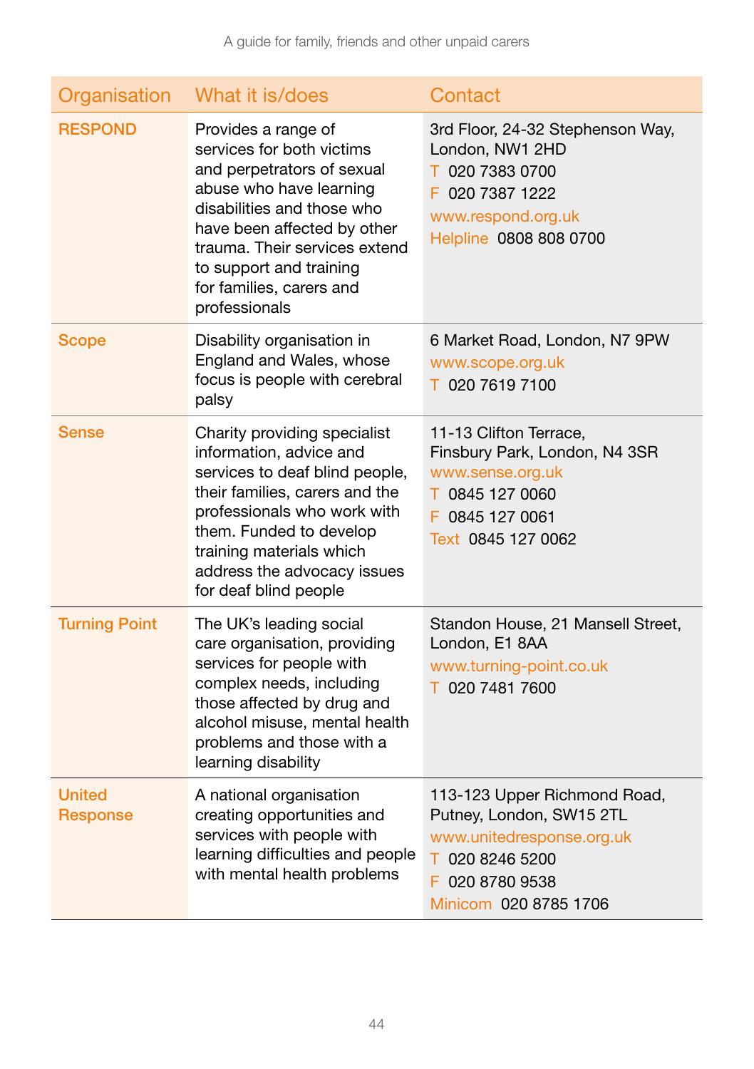| Organisation | What it is/does | Contact |
|---|---|---|
| **RESPOND** | Provides a range of services for both victims and perpetrators of sexual abuse who have learning disabilities and those who have been affected by other trauma. Their services extend to support and training for families, carers and professionals | 3rd Floor, 24-32 Stephenson Way, London, NW1 2HD<br>T 020 7383 0700<br>F 020 7387 1222<br>www.respond.org.uk<br>Helpline 0808 808 0700 |
| **Scope** | Disability organisation in England and Wales, whose focus is people with cerebral palsy | 6 Market Road, London, N7 9PW<br>www.scope.org.uk<br>T 020 7619 7100 |
| **Sense** | Charity providing specialist information, advice and services to deaf blind people, their families, carers and the professionals who work with them. Funded to develop training materials which address the advocacy issues for deaf blind people | 11-13 Clifton Terrace, Finsbury Park, London, N4 3SR<br>www.sense.org.uk<br>T 0845 127 0060<br>F 0845 127 0061<br>Text 0845 127 0062 |
| **Turning Point** | The UK's leading social care organisation, providing services for people with complex needs, including those affected by drug and alcohol misuse, mental health problems and those with a learning disability | Standon House, 21 Mansell Street, London, E1 8AA<br>www.turning-point.co.uk<br>T 020 7481 7600 |
| **United Response** | A national organisation creating opportunities and services with people with learning difficulties and people with mental health problems | 113-123 Upper Richmond Road, Putney, London, SW15 2TL<br>www.unitedresponse.org.uk<br>T 020 8246 5200<br>F 020 8780 9538<br>Minicom 020 8785 1706 |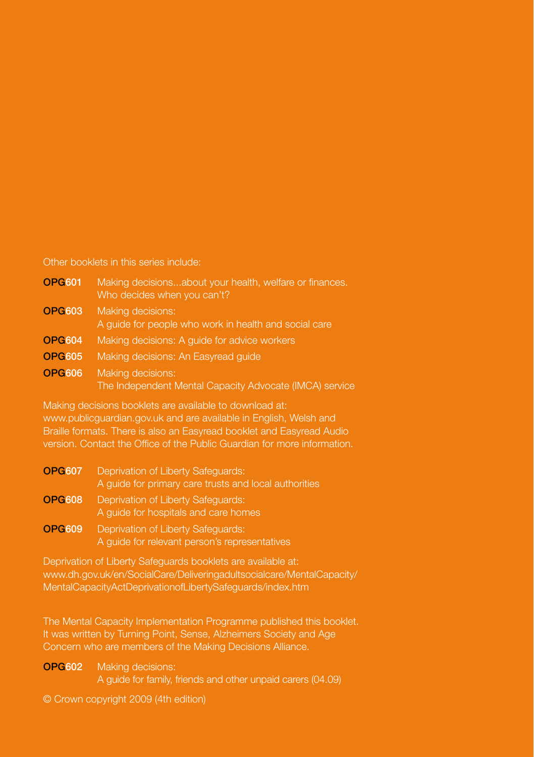Other booklets in this series include:

**OPG601** Making decisions...about your health, welfare or finances. Who decides when you can't?

**OPG603** Making decisions: A guide for people who work in health and social care

**OPG604** Making decisions: A guide for advice workers

**OPG605** Making decisions: An Easyread guide

**OPG606** Making decisions: The Independent Mental Capacity Advocate (IMCA) service

Making decisions booklets are available to download at: www.publicguardian.gov.uk and are available in English, Welsh and Braille formats. There is also an Easyread booklet and Easyread Audio version. Contact the Office of the Public Guardian for more information.

**OPG607** Deprivation of Liberty Safeguards: A guide for primary care trusts and local authorities

**OPG608** Deprivation of Liberty Safeguards: A guide for hospitals and care homes

**OPG609** Deprivation of Liberty Safeguards: A guide for relevant person's representatives

Deprivation of Liberty Safeguards booklets are available at: www.dh.gov.uk/en/SocialCare/Deliveringadultsocialcare/MentalCapacity/MentalCapacityActDeprivationofLibertySafeguards/index.htm

The Mental Capacity Implementation Programme published this booklet. It was written by Turning Point, Sense, Alzheimers Society and Age Concern who are members of the Making Decisions Alliance.

**OPG602** Making decisions: A guide for family, friends and other unpaid carers (04.09)

© Crown copyright 2009 (4th edition)